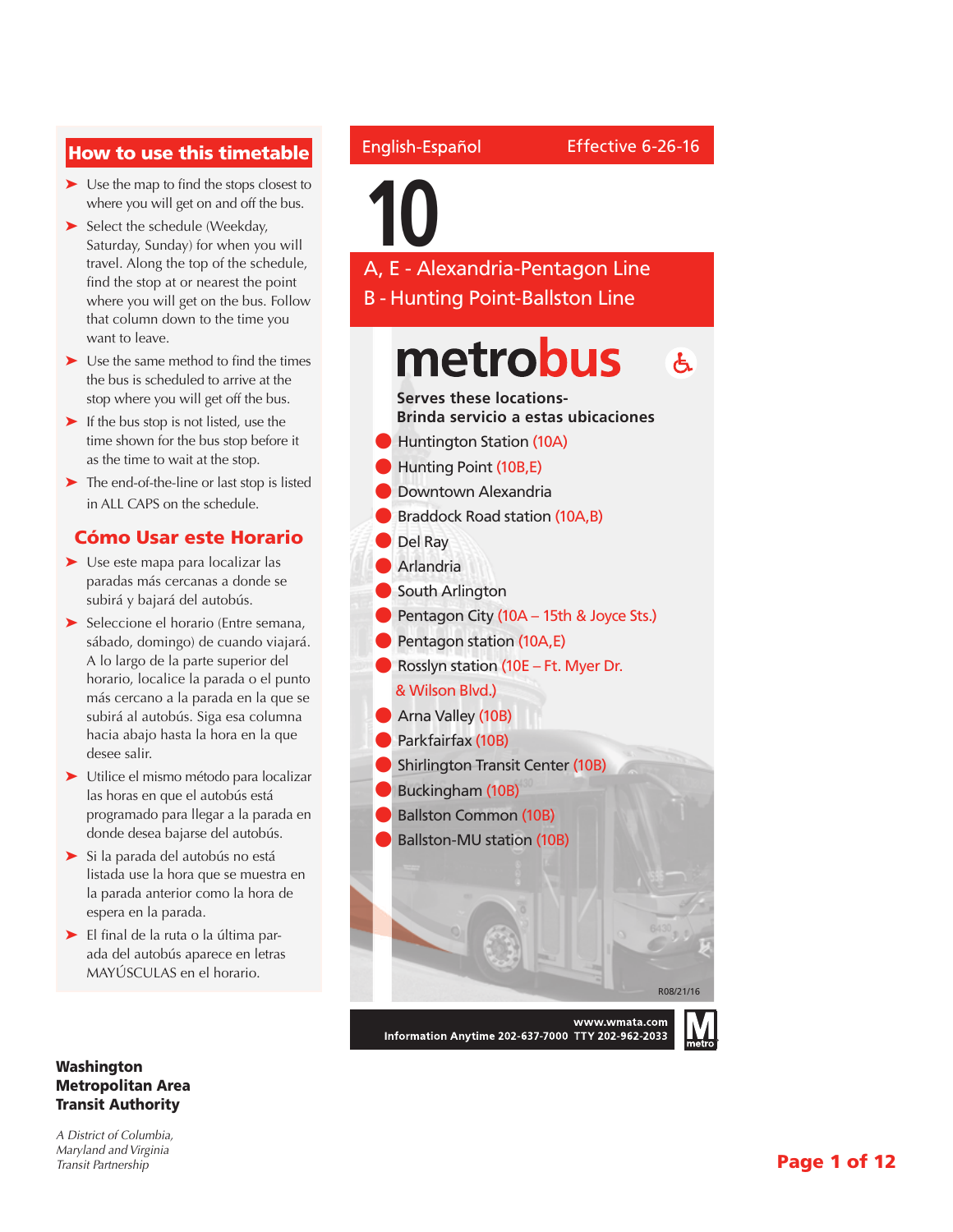English-Español Effective 6-26-16

# 10

## A, E - Alexandria-Pentagon Line
## B - Hunting Point-Ballston Line

**metrobus**

**Serves these locations-**
**Brinda servicio a estas ubicaciones**

- Huntington Station (10A)
- Hunting Point (10B,E)
- Downtown Alexandria
- Braddock Road station (10A,B)
- Del Ray
- Arlandria
- South Arlington
- Pentagon City (10A – 15th & Joyce Sts.)
- Pentagon station (10A,E)
- Rosslyn station (10E – Ft. Myer Dr. & Wilson Blvd.)
- Arna Valley (10B)
- Parkfairfax (10B)
- Shirlington Transit Center (10B)
- Buckingham (10B)
- Ballston Common (10B)
- Ballston-MU station (10B)

R08/21/16

**www.wmata.com**
**Information Anytime 202-637-7000 TTY 202-962-2033**

## How to use this timetable

- Use the map to find the stops closest to where you will get on and off the bus.
- Select the schedule (Weekday, Saturday, Sunday) for when you will travel. Along the top of the schedule, find the stop at or nearest the point where you will get on the bus. Follow that column down to the time you want to leave.
- Use the same method to find the times the bus is scheduled to arrive at the stop where you will get off the bus.
- If the bus stop is not listed, use the time shown for the bus stop before it as the time to wait at the stop.
- The end-of-the-line or last stop is listed in ALL CAPS on the schedule.

## Cómo Usar este Horario

- Use este mapa para localizar las paradas más cercanas a donde se subirá y bajará del autobús.
- Seleccione el horario (Entre semana, sábado, domingo) de cuando viajará. A lo largo de la parte superior del horario, localice la parada o el punto más cercano a la parada en la que se subirá al autobús. Siga esa columna hacia abajo hasta la hora en la que desee salir.
- Utilice el mismo método para localizar las horas en que el autobús está programado para llegar a la parada en donde desea bajarse del autobús.
- Si la parada del autobús no está listada use la hora que se muestra en la parada anterior como la hora de espera en la parada.
- El final de la ruta o la última parada del autobús aparece en letras MAYÚSCULAS en el horario.

**Washington Metropolitan Area Transit Authority**

*A District of Columbia, Maryland and Virginia Transit Partnership*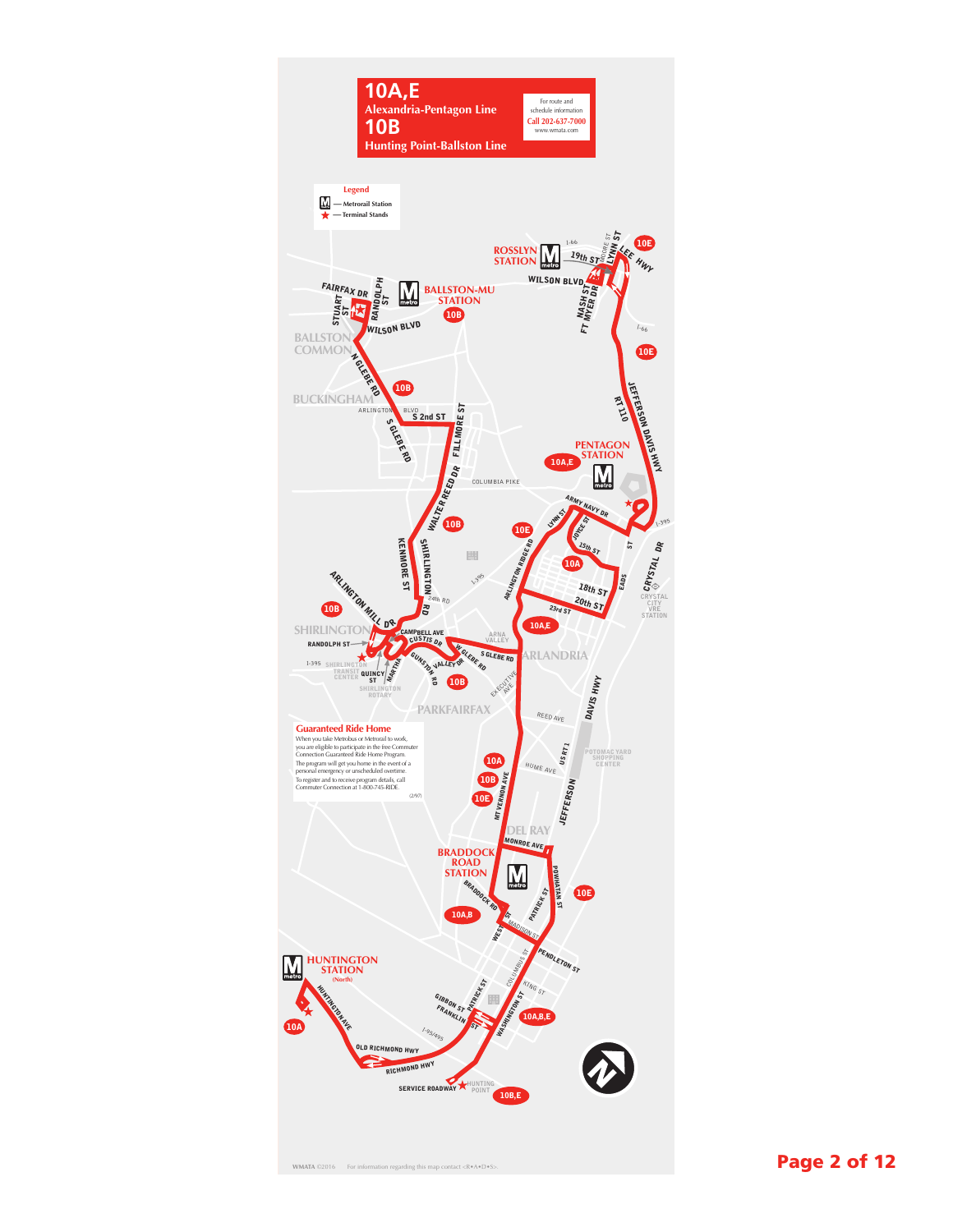# 10A,E
## Alexandria-Pentagon Line
# 10B
## Hunting Point-Ballston Line

For route and schedule information
**Call 202-637-7000**
www.wmata.com

**Legend**
- Metrorail Station
- ★ Terminal Stands

### Guaranteed Ride Home

When you take Metrobus or Metrorail to work, you are eligible to participate in the free Commuter Connection Guaranteed Ride Home Program. The program will get you home in the event of a personal emergency or unscheduled overtime. To register and to receive program details, call Commuter Connection at 1-800-745-RIDE.

(2/97)

ROSSLYN STATION · BALLSTON-MU STATION · PENTAGON STATION · CRYSTAL CITY VRE STATION · BRADDOCK ROAD STATION · HUNTINGTON STATION (North)

BALLSTON COMMON · BUCKINGHAM · SHIRLINGTON · ARLANDRIA · PARKFAIRFAX · DEL RAY · HUNTING POINT

FAIRFAX DR · STUART ST · RANDOLPH ST · WILSON BLVD · N GLEBE RD · ARLINGTON BLVD · S 2nd ST · S GLEBE RD · FILLMORE ST · WALTER REED DR · COLUMBIA PIKE · KENMORE ST · SHIRLINGTON RD · 24th RD · ARLINGTON MILL DR · CAMPBELL AVE · CUSTIS DR · RANDOLPH ST · QUINCY ST · MARTHA · GUNSTON RD · VALLEY DR · W GLEBE RD · S GLEBE RD · ARNA VALLEY · EXECUTIVE AVE · SHIRLINGTON TRANSIT CENTER · SHIRLINGTON ROTARY · I-395 · 19th ST · MOORE ST · LYNN ST · LEE HWY · NASH ST · FT MYER DR · I-66 · JEFFERSON DAVIS HWY · RT 110 · ARMY NAVY DR · LYNN ST · JOYCE ST · 15th ST · 18th ST · 20th ST · 23rd ST · ARLINGTON RIDGE RD · EADS ST · CRYSTAL DR · DAVIS HWY · REED AVE · HUME AVE · US RT 1 · JEFFERSON · POTOMAC YARD SHOPPING CENTER · MT VERNON AVE · MONROE AVE · BRADDOCK RD · WEST ST · POWHATAN ST · PATRICK ST · MADISON ST · PENDLETON ST · COLUMBUS ST · KING ST · WASHINGTON ST · GIBBON ST · FRANKLIN ST · HUNTINGTON AVE · OLD RICHMOND HWY · RICHMOND HWY · I-95/495 · SERVICE ROADWAY

10A · 10B · 10E · 10A,E · 10A,B · 10A,B,E · 10B,E

WMATA ©2016 For information regarding this map contact <R•A•D•S>.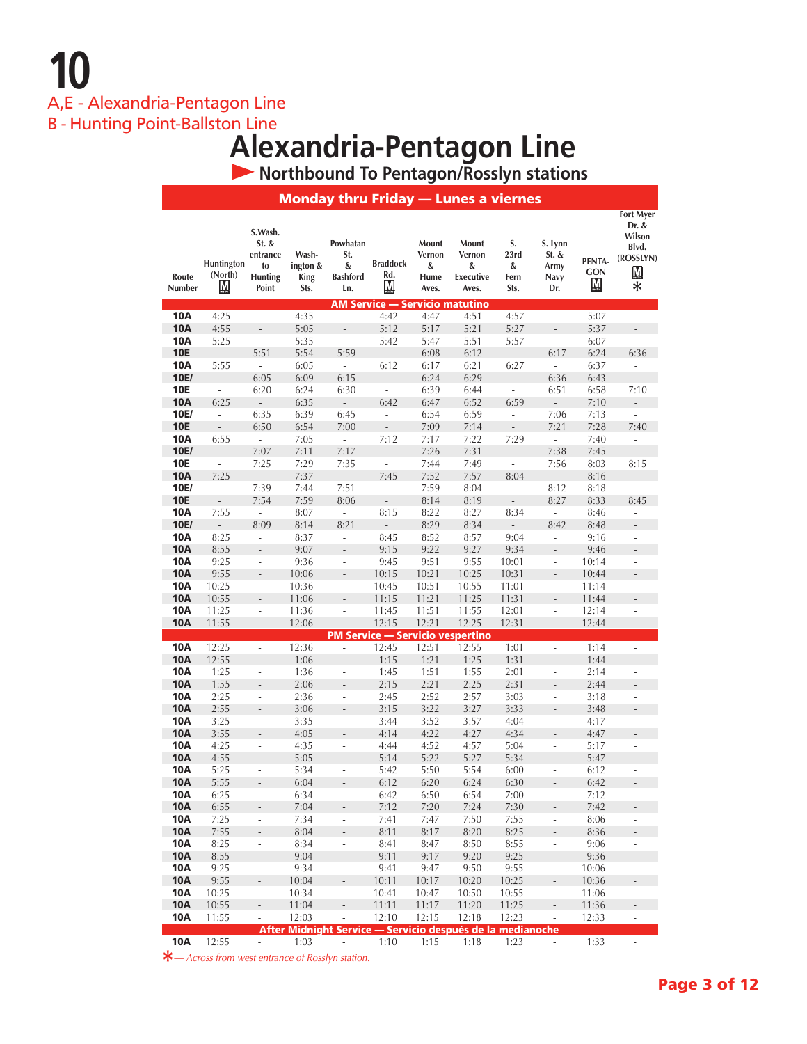# 10

A,E - Alexandria-Pentagon Line

B - Hunting Point-Ballston Line

## Alexandria-Pentagon Line

### Northbound To Pentagon/Rosslyn stations

**Monday thru Friday — Lunes a viernes**

| Route Number | Huntington (North) M | S.Wash. St. & entrance to Hunting Point | Washington & King Sts. | Powhatan St. & Bashford Ln. | Braddock Rd. M | Mount Vernon & Hume Aves. | Mount Vernon & Executive Aves. | S. 23rd & Fern Sts. | S. Lynn St. & Army Navy Dr. | PENTAGON M | Fort Myer Dr. & Wilson Blvd. (ROSSLYN) M * |
|---|---|---|---|---|---|---|---|---|---|---|---|
| **AM Service — Servicio matutino** | | | | | | | | | | | |
| **10A** | 4:25 | - | 4:35 | - | 4:42 | 4:47 | 4:51 | 4:57 | - | 5:07 | - |
| **10A** | 4:55 | - | 5:05 | - | 5:12 | 5:17 | 5:21 | 5:27 | - | 5:37 | - |
| **10A** | 5:25 | - | 5:35 | - | 5:42 | 5:47 | 5:51 | 5:57 | - | 6:07 | - |
| **10E** | - | 5:51 | 5:54 | 5:59 | - | 6:08 | 6:12 | - | 6:17 | 6:24 | 6:36 |
| **10A** | 5:55 | - | 6:05 | - | 6:12 | 6:17 | 6:21 | 6:27 | - | 6:37 | - |
| **10E/** | - | 6:05 | 6:09 | 6:15 | - | 6:24 | 6:29 | - | 6:36 | 6:43 | - |
| **10E** | - | 6:20 | 6:24 | 6:30 | - | 6:39 | 6:44 | - | 6:51 | 6:58 | 7:10 |
| **10A** | 6:25 | - | 6:35 | - | 6:42 | 6:47 | 6:52 | 6:59 | - | 7:10 | - |
| **10E/** | - | 6:35 | 6:39 | 6:45 | - | 6:54 | 6:59 | - | 7:06 | 7:13 | - |
| **10E** | - | 6:50 | 6:54 | 7:00 | - | 7:09 | 7:14 | - | 7:21 | 7:28 | 7:40 |
| **10A** | 6:55 | - | 7:05 | - | 7:12 | 7:17 | 7:22 | 7:29 | - | 7:40 | - |
| **10E/** | - | 7:07 | 7:11 | 7:17 | - | 7:26 | 7:31 | - | 7:38 | 7:45 | - |
| **10E** | - | 7:25 | 7:29 | 7:35 | - | 7:44 | 7:49 | - | 7:56 | 8:03 | 8:15 |
| **10A** | 7:25 | - | 7:37 | - | 7:45 | 7:52 | 7:57 | 8:04 | - | 8:16 | - |
| **10E/** | - | 7:39 | 7:44 | 7:51 | - | 7:59 | 8:04 | - | 8:12 | 8:18 | - |
| **10E** | - | 7:54 | 7:59 | 8:06 | - | 8:14 | 8:19 | - | 8:27 | 8:33 | 8:45 |
| **10A** | 7:55 | - | 8:07 | - | 8:15 | 8:22 | 8:27 | 8:34 | - | 8:46 | - |
| **10E/** | - | 8:09 | 8:14 | 8:21 | - | 8:29 | 8:34 | - | 8:42 | 8:48 | - |
| **10A** | 8:25 | - | 8:37 | - | 8:45 | 8:52 | 8:57 | 9:04 | - | 9:16 | - |
| **10A** | 8:55 | - | 9:07 | - | 9:15 | 9:22 | 9:27 | 9:34 | - | 9:46 | - |
| **10A** | 9:25 | - | 9:36 | - | 9:45 | 9:51 | 9:55 | 10:01 | - | 10:14 | - |
| **10A** | 9:55 | - | 10:06 | - | 10:15 | 10:21 | 10:25 | 10:31 | - | 10:44 | - |
| **10A** | 10:25 | - | 10:36 | - | 10:45 | 10:51 | 10:55 | 11:01 | - | 11:14 | - |
| **10A** | 10:55 | - | 11:06 | - | 11:15 | 11:21 | 11:25 | 11:31 | - | 11:44 | - |
| **10A** | 11:25 | - | 11:36 | - | 11:45 | 11:51 | 11:55 | 12:01 | - | 12:14 | - |
| **10A** | 11:55 | - | 12:06 | - | 12:15 | 12:21 | 12:25 | 12:31 | - | 12:44 | - |
| **PM Service — Servicio vespertino** | | | | | | | | | | | |
| **10A** | 12:25 | - | 12:36 | - | 12:45 | 12:51 | 12:55 | 1:01 | - | 1:14 | - |
| **10A** | 12:55 | - | 1:06 | - | 1:15 | 1:21 | 1:25 | 1:31 | - | 1:44 | - |
| **10A** | 1:25 | - | 1:36 | - | 1:45 | 1:51 | 1:55 | 2:01 | - | 2:14 | - |
| **10A** | 1:55 | - | 2:06 | - | 2:15 | 2:21 | 2:25 | 2:31 | - | 2:44 | - |
| **10A** | 2:25 | - | 2:36 | - | 2:45 | 2:52 | 2:57 | 3:03 | - | 3:18 | - |
| **10A** | 2:55 | - | 3:06 | - | 3:15 | 3:22 | 3:27 | 3:33 | - | 3:48 | - |
| **10A** | 3:25 | - | 3:35 | - | 3:44 | 3:52 | 3:57 | 4:04 | - | 4:17 | - |
| **10A** | 3:55 | - | 4:05 | - | 4:14 | 4:22 | 4:27 | 4:34 | - | 4:47 | - |
| **10A** | 4:25 | - | 4:35 | - | 4:44 | 4:52 | 4:57 | 5:04 | - | 5:17 | - |
| **10A** | 4:55 | - | 5:05 | - | 5:14 | 5:22 | 5:27 | 5:34 | - | 5:47 | - |
| **10A** | 5:25 | - | 5:34 | - | 5:42 | 5:50 | 5:54 | 6:00 | - | 6:12 | - |
| **10A** | 5:55 | - | 6:04 | - | 6:12 | 6:20 | 6:24 | 6:30 | - | 6:42 | - |
| **10A** | 6:25 | - | 6:34 | - | 6:42 | 6:50 | 6:54 | 7:00 | - | 7:12 | - |
| **10A** | 6:55 | - | 7:04 | - | 7:12 | 7:20 | 7:24 | 7:30 | - | 7:42 | - |
| **10A** | 7:25 | - | 7:34 | - | 7:41 | 7:47 | 7:50 | 7:55 | - | 8:06 | - |
| **10A** | 7:55 | - | 8:04 | - | 8:11 | 8:17 | 8:20 | 8:25 | - | 8:36 | - |
| **10A** | 8:25 | - | 8:34 | - | 8:41 | 8:47 | 8:50 | 8:55 | - | 9:06 | - |
| **10A** | 8:55 | - | 9:04 | - | 9:11 | 9:17 | 9:20 | 9:25 | - | 9:36 | - |
| **10A** | 9:25 | - | 9:34 | - | 9:41 | 9:47 | 9:50 | 9:55 | - | 10:06 | - |
| **10A** | 9:55 | - | 10:04 | - | 10:11 | 10:17 | 10:20 | 10:25 | - | 10:36 | - |
| **10A** | 10:25 | - | 10:34 | - | 10:41 | 10:47 | 10:50 | 10:55 | - | 11:06 | - |
| **10A** | 10:55 | - | 11:04 | - | 11:11 | 11:17 | 11:20 | 11:25 | - | 11:36 | - |
| **10A** | 11:55 | - | 12:03 | - | 12:10 | 12:15 | 12:18 | 12:23 | - | 12:33 | - |
| **After Midnight Service — Servicio después de la medianoche** | | | | | | | | | | | |
| **10A** | 12:55 | - | 1:03 | - | 1:10 | 1:15 | 1:18 | 1:23 | - | 1:33 | - |

*\* — Across from west entrance of Rosslyn station.*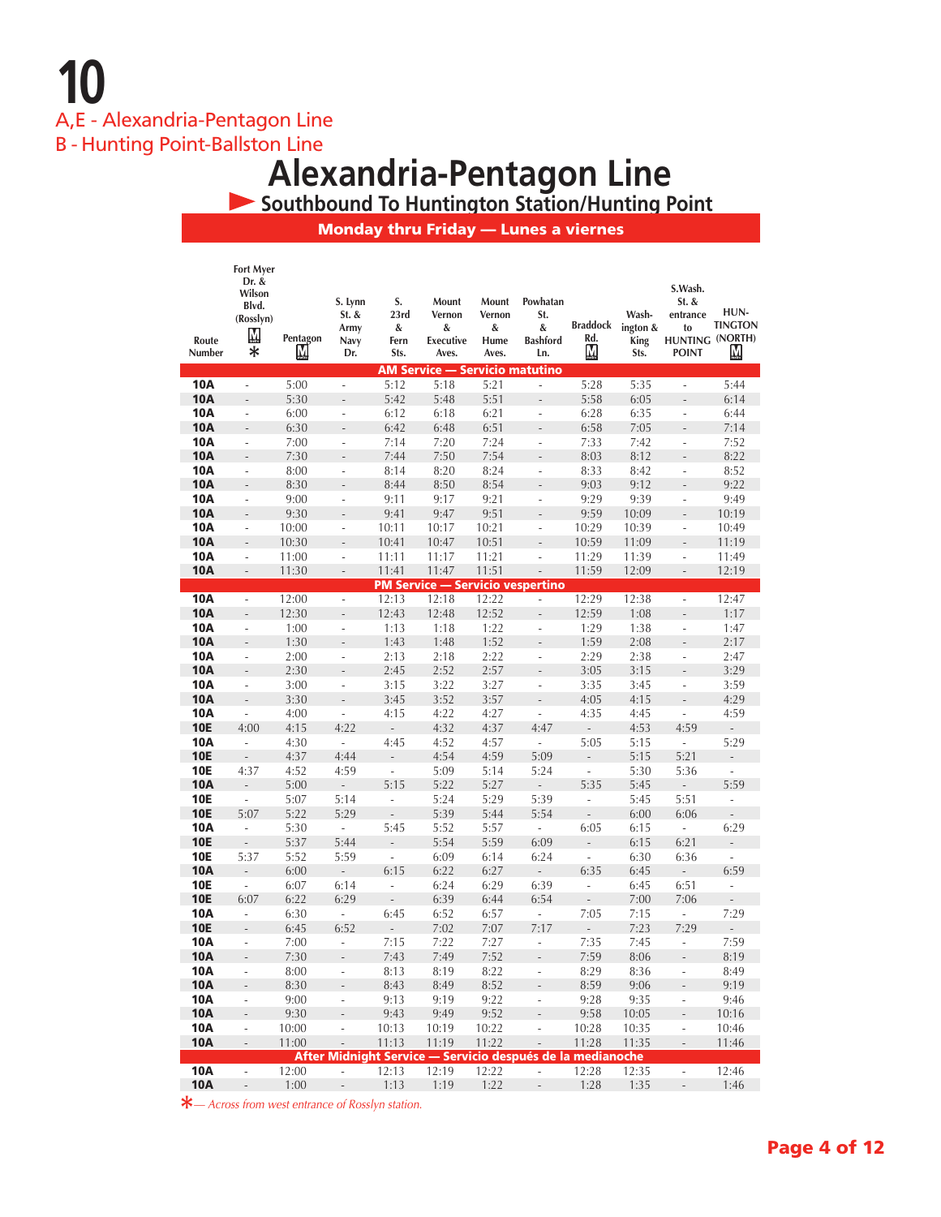# 10

A,E - Alexandria-Pentagon Line

B - Hunting Point-Ballston Line

## Alexandria-Pentagon Line

### Southbound To Huntington Station/Hunting Point

**Monday thru Friday — Lunes a viernes**

| Route Number | Fort Myer Dr. & Wilson Blvd. (Rosslyn) M * | Pentagon M | S. Lynn St. & Army Navy Dr. | S. 23rd & Fern Sts. | Mount Vernon & Executive Aves. | Mount Vernon & Hume Aves. | Powhatan St. & Bashford Ln. | Braddock Rd. M | Washington & King Sts. | S.Wash. St. & entrance to HUNTING POINT | HUNTINGTON (NORTH) M |
|---|---|---|---|---|---|---|---|---|---|---|---|
| **AM Service — Servicio matutino** | | | | | | | | | | | |
| 10A | - | 5:00 | - | 5:12 | 5:18 | 5:21 | - | 5:28 | 5:35 | - | 5:44 |
| 10A | - | 5:30 | - | 5:42 | 5:48 | 5:51 | - | 5:58 | 6:05 | - | 6:14 |
| 10A | - | 6:00 | - | 6:12 | 6:18 | 6:21 | - | 6:28 | 6:35 | - | 6:44 |
| 10A | - | 6:30 | - | 6:42 | 6:48 | 6:51 | - | 6:58 | 7:05 | - | 7:14 |
| 10A | - | 7:00 | - | 7:14 | 7:20 | 7:24 | - | 7:33 | 7:42 | - | 7:52 |
| 10A | - | 7:30 | - | 7:44 | 7:50 | 7:54 | - | 8:03 | 8:12 | - | 8:22 |
| 10A | - | 8:00 | - | 8:14 | 8:20 | 8:24 | - | 8:33 | 8:42 | - | 8:52 |
| 10A | - | 8:30 | - | 8:44 | 8:50 | 8:54 | - | 9:03 | 9:12 | - | 9:22 |
| 10A | - | 9:00 | - | 9:11 | 9:17 | 9:21 | - | 9:29 | 9:39 | - | 9:49 |
| 10A | - | 9:30 | - | 9:41 | 9:47 | 9:51 | - | 9:59 | 10:09 | - | 10:19 |
| 10A | - | 10:00 | - | 10:11 | 10:17 | 10:21 | - | 10:29 | 10:39 | - | 10:49 |
| 10A | - | 10:30 | - | 10:41 | 10:47 | 10:51 | - | 10:59 | 11:09 | - | 11:19 |
| 10A | - | 11:00 | - | 11:11 | 11:17 | 11:21 | - | 11:29 | 11:39 | - | 11:49 |
| 10A | - | 11:30 | - | 11:41 | 11:47 | 11:51 | - | 11:59 | 12:09 | - | 12:19 |
| **PM Service — Servicio vespertino** | | | | | | | | | | | |
| 10A | - | 12:00 | - | 12:13 | 12:18 | 12:22 | - | 12:29 | 12:38 | - | 12:47 |
| 10A | - | 12:30 | - | 12:43 | 12:48 | 12:52 | - | 12:59 | 1:08 | - | 1:17 |
| 10A | - | 1:00 | - | 1:13 | 1:18 | 1:22 | - | 1:29 | 1:38 | - | 1:47 |
| 10A | - | 1:30 | - | 1:43 | 1:48 | 1:52 | - | 1:59 | 2:08 | - | 2:17 |
| 10A | - | 2:00 | - | 2:13 | 2:18 | 2:22 | - | 2:29 | 2:38 | - | 2:47 |
| 10A | - | 2:30 | - | 2:45 | 2:52 | 2:57 | - | 3:05 | 3:15 | - | 3:29 |
| 10A | - | 3:00 | - | 3:15 | 3:22 | 3:27 | - | 3:35 | 3:45 | - | 3:59 |
| 10A | - | 3:30 | - | 3:45 | 3:52 | 3:57 | - | 4:05 | 4:15 | - | 4:29 |
| 10A | - | 4:00 | - | 4:15 | 4:22 | 4:27 | - | 4:35 | 4:45 | - | 4:59 |
| 10E | 4:00 | 4:15 | 4:22 | - | 4:32 | 4:37 | 4:47 | - | 4:53 | 4:59 | - |
| 10A | - | 4:30 | - | 4:45 | 4:52 | 4:57 | - | 5:05 | 5:15 | - | 5:29 |
| 10E | - | 4:37 | 4:44 | - | 4:54 | 4:59 | 5:09 | - | 5:15 | 5:21 | - |
| 10E | 4:37 | 4:52 | 4:59 | - | 5:09 | 5:14 | 5:24 | - | 5:30 | 5:36 | - |
| 10A | - | 5:00 | - | 5:15 | 5:22 | 5:27 | - | 5:35 | 5:45 | - | 5:59 |
| 10E | - | 5:07 | 5:14 | - | 5:24 | 5:29 | 5:39 | - | 5:45 | 5:51 | - |
| 10E | 5:07 | 5:22 | 5:29 | - | 5:39 | 5:44 | 5:54 | - | 6:00 | 6:06 | - |
| 10A | - | 5:30 | - | 5:45 | 5:52 | 5:57 | - | 6:05 | 6:15 | - | 6:29 |
| 10E | - | 5:37 | 5:44 | - | 5:54 | 5:59 | 6:09 | - | 6:15 | 6:21 | - |
| 10E | 5:37 | 5:52 | 5:59 | - | 6:09 | 6:14 | 6:24 | - | 6:30 | 6:36 | - |
| 10A | - | 6:00 | - | 6:15 | 6:22 | 6:27 | - | 6:35 | 6:45 | - | 6:59 |
| 10E | - | 6:07 | 6:14 | - | 6:24 | 6:29 | 6:39 | - | 6:45 | 6:51 | - |
| 10E | 6:07 | 6:22 | 6:29 | - | 6:39 | 6:44 | 6:54 | - | 7:00 | 7:06 | - |
| 10A | - | 6:30 | - | 6:45 | 6:52 | 6:57 | - | 7:05 | 7:15 | - | 7:29 |
| 10E | - | 6:45 | 6:52 | - | 7:02 | 7:07 | 7:17 | - | 7:23 | 7:29 | - |
| 10A | - | 7:00 | - | 7:15 | 7:22 | 7:27 | - | 7:35 | 7:45 | - | 7:59 |
| 10A | - | 7:30 | - | 7:43 | 7:49 | 7:52 | - | 7:59 | 8:06 | - | 8:19 |
| 10A | - | 8:00 | - | 8:13 | 8:19 | 8:22 | - | 8:29 | 8:36 | - | 8:49 |
| 10A | - | 8:30 | - | 8:43 | 8:49 | 8:52 | - | 8:59 | 9:06 | - | 9:19 |
| 10A | - | 9:00 | - | 9:13 | 9:19 | 9:22 | - | 9:28 | 9:35 | - | 9:46 |
| 10A | - | 9:30 | - | 9:43 | 9:49 | 9:52 | - | 9:58 | 10:05 | - | 10:16 |
| 10A | - | 10:00 | - | 10:13 | 10:19 | 10:22 | - | 10:28 | 10:35 | - | 10:46 |
| 10A | - | 11:00 | - | 11:13 | 11:19 | 11:22 | - | 11:28 | 11:35 | - | 11:46 |
| **After Midnight Service — Servicio después de la medianoche** | | | | | | | | | | | |
| 10A | - | 12:00 | - | 12:13 | 12:19 | 12:22 | - | 12:28 | 12:35 | - | 12:46 |
| 10A | - | 1:00 | - | 1:13 | 1:19 | 1:22 | - | 1:28 | 1:35 | - | 1:46 |

*— *Across from west entrance of Rosslyn station.*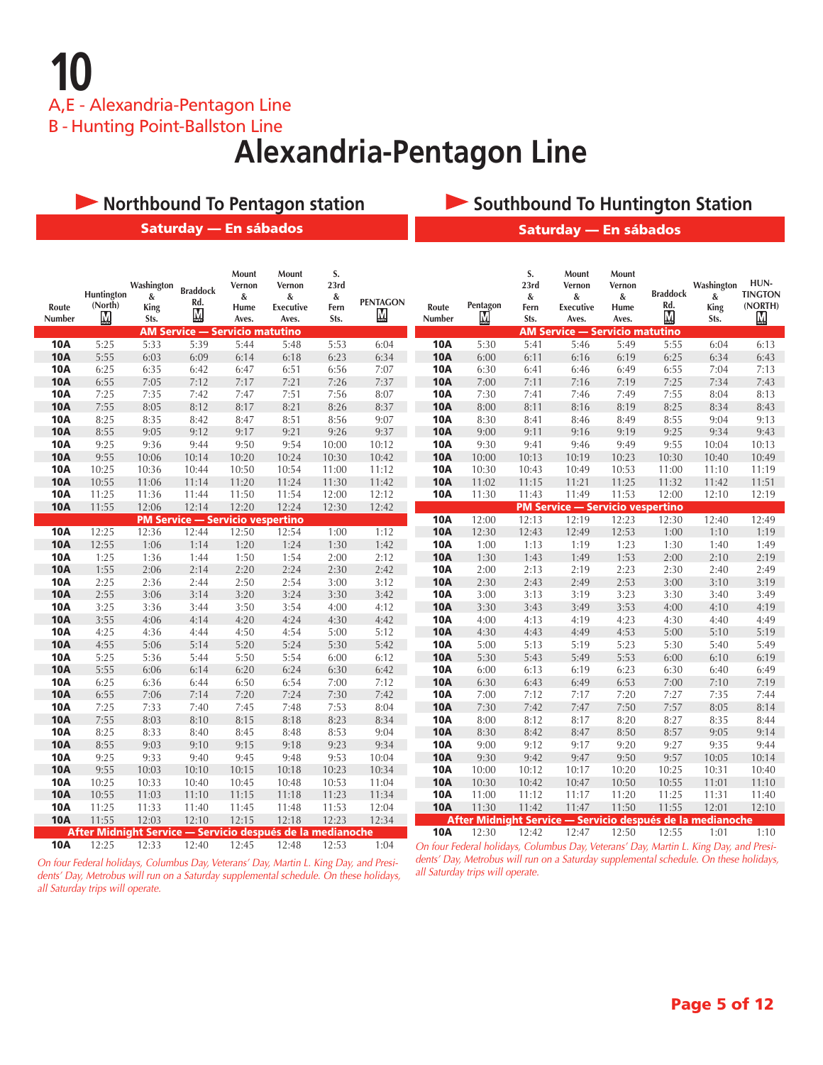# 10

## A,E - Alexandria-Pentagon Line
## B - Hunting Point-Ballston Line

# Alexandria-Pentagon Line

## Northbound To Pentagon station

### Saturday — En sábados

| Route Number | Huntington (North) M | Washington & King Sts. | Braddock Rd. M | Mount Vernon & Hume Aves. | Mount Vernon & Executive Aves. | S. 23rd & Fern Sts. | PENTAGON M |
|---|---|---|---|---|---|---|---|
| **AM Service — Servicio matutino** | | | | | | | |
| **10A** | 5:25 | 5:33 | 5:39 | 5:44 | 5:48 | 5:53 | 6:04 |
| **10A** | 5:55 | 6:03 | 6:09 | 6:14 | 6:18 | 6:23 | 6:34 |
| **10A** | 6:25 | 6:35 | 6:42 | 6:47 | 6:51 | 6:56 | 7:07 |
| **10A** | 6:55 | 7:05 | 7:12 | 7:17 | 7:21 | 7:26 | 7:37 |
| **10A** | 7:25 | 7:35 | 7:42 | 7:47 | 7:51 | 7:56 | 8:07 |
| **10A** | 7:55 | 8:05 | 8:12 | 8:17 | 8:21 | 8:26 | 8:37 |
| **10A** | 8:25 | 8:35 | 8:42 | 8:47 | 8:51 | 8:56 | 9:07 |
| **10A** | 8:55 | 9:05 | 9:12 | 9:17 | 9:21 | 9:26 | 9:37 |
| **10A** | 9:25 | 9:36 | 9:44 | 9:50 | 9:54 | 10:00 | 10:12 |
| **10A** | 9:55 | 10:06 | 10:14 | 10:20 | 10:24 | 10:30 | 10:42 |
| **10A** | 10:25 | 10:36 | 10:44 | 10:50 | 10:54 | 11:00 | 11:12 |
| **10A** | 10:55 | 11:06 | 11:14 | 11:20 | 11:24 | 11:30 | 11:42 |
| **10A** | 11:25 | 11:36 | 11:44 | 11:50 | 11:54 | 12:00 | 12:12 |
| **10A** | 11:55 | 12:06 | 12:14 | 12:20 | 12:24 | 12:30 | 12:42 |
| **PM Service — Servicio vespertino** | | | | | | | |
| **10A** | 12:25 | 12:36 | 12:44 | 12:50 | 12:54 | 1:00 | 1:12 |
| **10A** | 12:55 | 1:06 | 1:14 | 1:20 | 1:24 | 1:30 | 1:42 |
| **10A** | 1:25 | 1:36 | 1:44 | 1:50 | 1:54 | 2:00 | 2:12 |
| **10A** | 1:55 | 2:06 | 2:14 | 2:20 | 2:24 | 2:30 | 2:42 |
| **10A** | 2:25 | 2:36 | 2:44 | 2:50 | 2:54 | 3:00 | 3:12 |
| **10A** | 2:55 | 3:06 | 3:14 | 3:20 | 3:24 | 3:30 | 3:42 |
| **10A** | 3:25 | 3:36 | 3:44 | 3:50 | 3:54 | 4:00 | 4:12 |
| **10A** | 3:55 | 4:06 | 4:14 | 4:20 | 4:24 | 4:30 | 4:42 |
| **10A** | 4:25 | 4:36 | 4:44 | 4:50 | 4:54 | 5:00 | 5:12 |
| **10A** | 4:55 | 5:06 | 5:14 | 5:20 | 5:24 | 5:30 | 5:42 |
| **10A** | 5:25 | 5:36 | 5:44 | 5:50 | 5:54 | 6:00 | 6:12 |
| **10A** | 5:55 | 6:06 | 6:14 | 6:20 | 6:24 | 6:30 | 6:42 |
| **10A** | 6:25 | 6:36 | 6:44 | 6:50 | 6:54 | 7:00 | 7:12 |
| **10A** | 6:55 | 7:06 | 7:14 | 7:20 | 7:24 | 7:30 | 7:42 |
| **10A** | 7:25 | 7:33 | 7:40 | 7:45 | 7:48 | 7:53 | 8:04 |
| **10A** | 7:55 | 8:03 | 8:10 | 8:15 | 8:18 | 8:23 | 8:34 |
| **10A** | 8:25 | 8:33 | 8:40 | 8:45 | 8:48 | 8:53 | 9:04 |
| **10A** | 8:55 | 9:03 | 9:10 | 9:15 | 9:18 | 9:23 | 9:34 |
| **10A** | 9:25 | 9:33 | 9:40 | 9:45 | 9:48 | 9:53 | 10:04 |
| **10A** | 9:55 | 10:03 | 10:10 | 10:15 | 10:18 | 10:23 | 10:34 |
| **10A** | 10:25 | 10:33 | 10:40 | 10:45 | 10:48 | 10:53 | 11:04 |
| **10A** | 10:55 | 11:03 | 11:10 | 11:15 | 11:18 | 11:23 | 11:34 |
| **10A** | 11:25 | 11:33 | 11:40 | 11:45 | 11:48 | 11:53 | 12:04 |
| **10A** | 11:55 | 12:03 | 12:10 | 12:15 | 12:18 | 12:23 | 12:34 |
| **After Midnight Service — Servicio después de la medianoche** | | | | | | | |
| **10A** | 12:25 | 12:33 | 12:40 | 12:45 | 12:48 | 12:53 | 1:04 |

*On four Federal holidays, Columbus Day, Veterans' Day, Martin L. King Day, and Presidents' Day, Metrobus will run on a Saturday supplemental schedule. On these holidays, all Saturday trips will operate.*

## Southbound To Huntington Station

### Saturday — En sábados

| Route Number | Pentagon M | S. 23rd & Fern Sts. | Mount Vernon & Executive Aves. | Mount Vernon & Hume Aves. | Braddock Rd. M | Washington & King Sts. | HUNTINGTON (NORTH) M |
|---|---|---|---|---|---|---|---|
| **AM Service — Servicio matutino** | | | | | | | |
| **10A** | 5:30 | 5:41 | 5:46 | 5:49 | 5:55 | 6:04 | 6:13 |
| **10A** | 6:00 | 6:11 | 6:16 | 6:19 | 6:25 | 6:34 | 6:43 |
| **10A** | 6:30 | 6:41 | 6:46 | 6:49 | 6:55 | 7:04 | 7:13 |
| **10A** | 7:00 | 7:11 | 7:16 | 7:19 | 7:25 | 7:34 | 7:43 |
| **10A** | 7:30 | 7:41 | 7:46 | 7:49 | 7:55 | 8:04 | 8:13 |
| **10A** | 8:00 | 8:11 | 8:16 | 8:19 | 8:25 | 8:34 | 8:43 |
| **10A** | 8:30 | 8:41 | 8:46 | 8:49 | 8:55 | 9:04 | 9:13 |
| **10A** | 9:00 | 9:11 | 9:16 | 9:19 | 9:25 | 9:34 | 9:43 |
| **10A** | 9:30 | 9:41 | 9:46 | 9:49 | 9:55 | 10:04 | 10:13 |
| **10A** | 10:00 | 10:13 | 10:19 | 10:23 | 10:30 | 10:40 | 10:49 |
| **10A** | 10:30 | 10:43 | 10:49 | 10:53 | 11:00 | 11:10 | 11:19 |
| **10A** | 11:02 | 11:15 | 11:21 | 11:25 | 11:32 | 11:42 | 11:51 |
| **10A** | 11:30 | 11:43 | 11:49 | 11:53 | 12:00 | 12:10 | 12:19 |
| **PM Service — Servicio vespertino** | | | | | | | |
| **10A** | 12:00 | 12:13 | 12:19 | 12:23 | 12:30 | 12:40 | 12:49 |
| **10A** | 12:30 | 12:43 | 12:49 | 12:53 | 1:00 | 1:10 | 1:19 |
| **10A** | 1:00 | 1:13 | 1:19 | 1:23 | 1:30 | 1:40 | 1:49 |
| **10A** | 1:30 | 1:43 | 1:49 | 1:53 | 2:00 | 2:10 | 2:19 |
| **10A** | 2:00 | 2:13 | 2:19 | 2:23 | 2:30 | 2:40 | 2:49 |
| **10A** | 2:30 | 2:43 | 2:49 | 2:53 | 3:00 | 3:10 | 3:19 |
| **10A** | 3:00 | 3:13 | 3:19 | 3:23 | 3:30 | 3:40 | 3:49 |
| **10A** | 3:30 | 3:43 | 3:49 | 3:53 | 4:00 | 4:10 | 4:19 |
| **10A** | 4:00 | 4:13 | 4:19 | 4:23 | 4:30 | 4:40 | 4:49 |
| **10A** | 4:30 | 4:43 | 4:49 | 4:53 | 5:00 | 5:10 | 5:19 |
| **10A** | 5:00 | 5:13 | 5:19 | 5:23 | 5:30 | 5:40 | 5:49 |
| **10A** | 5:30 | 5:43 | 5:49 | 5:53 | 6:00 | 6:10 | 6:19 |
| **10A** | 6:00 | 6:13 | 6:19 | 6:23 | 6:30 | 6:40 | 6:49 |
| **10A** | 6:30 | 6:43 | 6:49 | 6:53 | 7:00 | 7:10 | 7:19 |
| **10A** | 7:00 | 7:12 | 7:17 | 7:20 | 7:27 | 7:35 | 7:44 |
| **10A** | 7:30 | 7:42 | 7:47 | 7:50 | 7:57 | 8:05 | 8:14 |
| **10A** | 8:00 | 8:12 | 8:17 | 8:20 | 8:27 | 8:35 | 8:44 |
| **10A** | 8:30 | 8:42 | 8:47 | 8:50 | 8:57 | 9:05 | 9:14 |
| **10A** | 9:00 | 9:12 | 9:17 | 9:20 | 9:27 | 9:35 | 9:44 |
| **10A** | 9:30 | 9:42 | 9:47 | 9:50 | 9:57 | 10:05 | 10:14 |
| **10A** | 10:00 | 10:12 | 10:17 | 10:20 | 10:25 | 10:31 | 10:40 |
| **10A** | 10:30 | 10:42 | 10:47 | 10:50 | 10:55 | 11:01 | 11:10 |
| **10A** | 11:00 | 11:12 | 11:17 | 11:20 | 11:25 | 11:31 | 11:40 |
| **10A** | 11:30 | 11:42 | 11:47 | 11:50 | 11:55 | 12:01 | 12:10 |
| **After Midnight Service — Servicio después de la medianoche** | | | | | | | |
| **10A** | 12:30 | 12:42 | 12:47 | 12:50 | 12:55 | 1:01 | 1:10 |

*On four Federal holidays, Columbus Day, Veterans' Day, Martin L. King Day, and Presidents' Day, Metrobus will run on a Saturday supplemental schedule. On these holidays, all Saturday trips will operate.*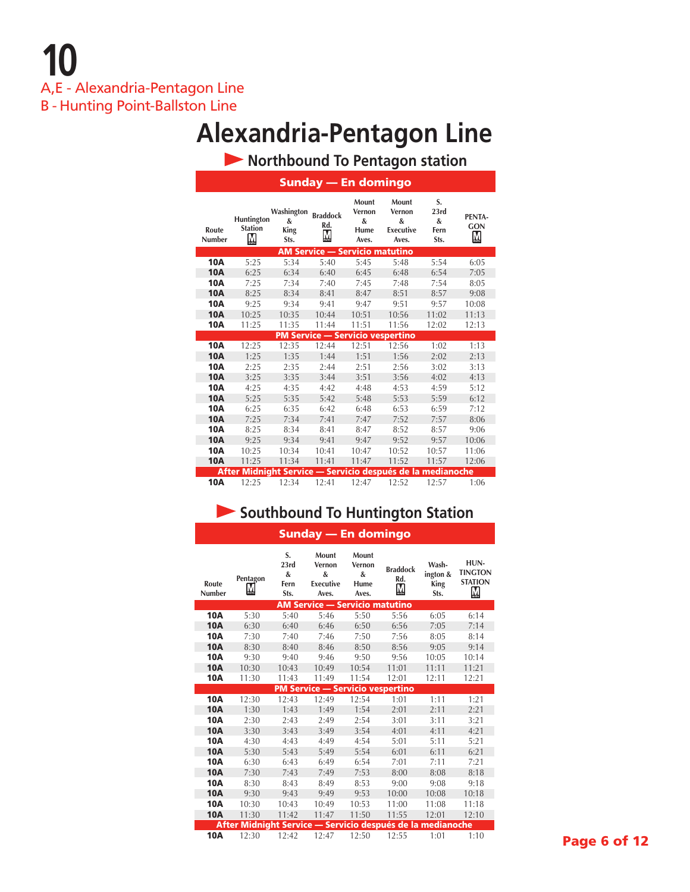# 10

A,E - Alexandria-Pentagon Line
B - Hunting Point-Ballston Line

# Alexandria-Pentagon Line

## Northbound To Pentagon station

### Sunday — En domingo

| Route Number | Huntington Station | Washington & King Sts. | Braddock Rd. | Mount Vernon & Hume Aves. | Mount Vernon & Executive Aves. | S. 23rd & Fern Sts. | PENTAGON |
|---|---|---|---|---|---|---|---|
| **AM Service — Servicio matutino** | | | | | | | |
| **10A** | 5:25 | 5:34 | 5:40 | 5:45 | 5:48 | 5:54 | 6:05 |
| **10A** | 6:25 | 6:34 | 6:40 | 6:45 | 6:48 | 6:54 | 7:05 |
| **10A** | 7:25 | 7:34 | 7:40 | 7:45 | 7:48 | 7:54 | 8:05 |
| **10A** | 8:25 | 8:34 | 8:41 | 8:47 | 8:51 | 8:57 | 9:08 |
| **10A** | 9:25 | 9:34 | 9:41 | 9:47 | 9:51 | 9:57 | 10:08 |
| **10A** | 10:25 | 10:35 | 10:44 | 10:51 | 10:56 | 11:02 | 11:13 |
| **10A** | 11:25 | 11:35 | 11:44 | 11:51 | 11:56 | 12:02 | 12:13 |
| **PM Service — Servicio vespertino** | | | | | | | |
| **10A** | 12:25 | 12:35 | 12:44 | 12:51 | 12:56 | 1:02 | 1:13 |
| **10A** | 1:25 | 1:35 | 1:44 | 1:51 | 1:56 | 2:02 | 2:13 |
| **10A** | 2:25 | 2:35 | 2:44 | 2:51 | 2:56 | 3:02 | 3:13 |
| **10A** | 3:25 | 3:35 | 3:44 | 3:51 | 3:56 | 4:02 | 4:13 |
| **10A** | 4:25 | 4:35 | 4:42 | 4:48 | 4:53 | 4:59 | 5:12 |
| **10A** | 5:25 | 5:35 | 5:42 | 5:48 | 5:53 | 5:59 | 6:12 |
| **10A** | 6:25 | 6:35 | 6:42 | 6:48 | 6:53 | 6:59 | 7:12 |
| **10A** | 7:25 | 7:34 | 7:41 | 7:47 | 7:52 | 7:57 | 8:06 |
| **10A** | 8:25 | 8:34 | 8:41 | 8:47 | 8:52 | 8:57 | 9:06 |
| **10A** | 9:25 | 9:34 | 9:41 | 9:47 | 9:52 | 9:57 | 10:06 |
| **10A** | 10:25 | 10:34 | 10:41 | 10:47 | 10:52 | 10:57 | 11:06 |
| **10A** | 11:25 | 11:34 | 11:41 | 11:47 | 11:52 | 11:57 | 12:06 |
| **After Midnight Service — Servicio después de la medianoche** | | | | | | | |
| **10A** | 12:25 | 12:34 | 12:41 | 12:47 | 12:52 | 12:57 | 1:06 |

## Southbound To Huntington Station

### Sunday — En domingo

| Route Number | Pentagon | S. 23rd & Fern Sts. | Mount Vernon & Executive Aves. | Mount Vernon & Hume Aves. | Braddock Rd. | Washington & King Sts. | HUNTINGTON STATION |
|---|---|---|---|---|---|---|---|
| **AM Service — Servicio matutino** | | | | | | | |
| **10A** | 5:30 | 5:40 | 5:46 | 5:50 | 5:56 | 6:05 | 6:14 |
| **10A** | 6:30 | 6:40 | 6:46 | 6:50 | 6:56 | 7:05 | 7:14 |
| **10A** | 7:30 | 7:40 | 7:46 | 7:50 | 7:56 | 8:05 | 8:14 |
| **10A** | 8:30 | 8:40 | 8:46 | 8:50 | 8:56 | 9:05 | 9:14 |
| **10A** | 9:30 | 9:40 | 9:46 | 9:50 | 9:56 | 10:05 | 10:14 |
| **10A** | 10:30 | 10:43 | 10:49 | 10:54 | 11:01 | 11:11 | 11:21 |
| **10A** | 11:30 | 11:43 | 11:49 | 11:54 | 12:01 | 12:11 | 12:21 |
| **PM Service — Servicio vespertino** | | | | | | | |
| **10A** | 12:30 | 12:43 | 12:49 | 12:54 | 1:01 | 1:11 | 1:21 |
| **10A** | 1:30 | 1:43 | 1:49 | 1:54 | 2:01 | 2:11 | 2:21 |
| **10A** | 2:30 | 2:43 | 2:49 | 2:54 | 3:01 | 3:11 | 3:21 |
| **10A** | 3:30 | 3:43 | 3:49 | 3:54 | 4:01 | 4:11 | 4:21 |
| **10A** | 4:30 | 4:43 | 4:49 | 4:54 | 5:01 | 5:11 | 5:21 |
| **10A** | 5:30 | 5:43 | 5:49 | 5:54 | 6:01 | 6:11 | 6:21 |
| **10A** | 6:30 | 6:43 | 6:49 | 6:54 | 7:01 | 7:11 | 7:21 |
| **10A** | 7:30 | 7:43 | 7:49 | 7:53 | 8:00 | 8:08 | 8:18 |
| **10A** | 8:30 | 8:43 | 8:49 | 8:53 | 9:00 | 9:08 | 9:18 |
| **10A** | 9:30 | 9:43 | 9:49 | 9:53 | 10:00 | 10:08 | 10:18 |
| **10A** | 10:30 | 10:43 | 10:49 | 10:53 | 11:00 | 11:08 | 11:18 |
| **10A** | 11:30 | 11:42 | 11:47 | 11:50 | 11:55 | 12:01 | 12:10 |
| **After Midnight Service — Servicio después de la medianoche** | | | | | | | |
| **10A** | 12:30 | 12:42 | 12:47 | 12:50 | 12:55 | 1:01 | 1:10 |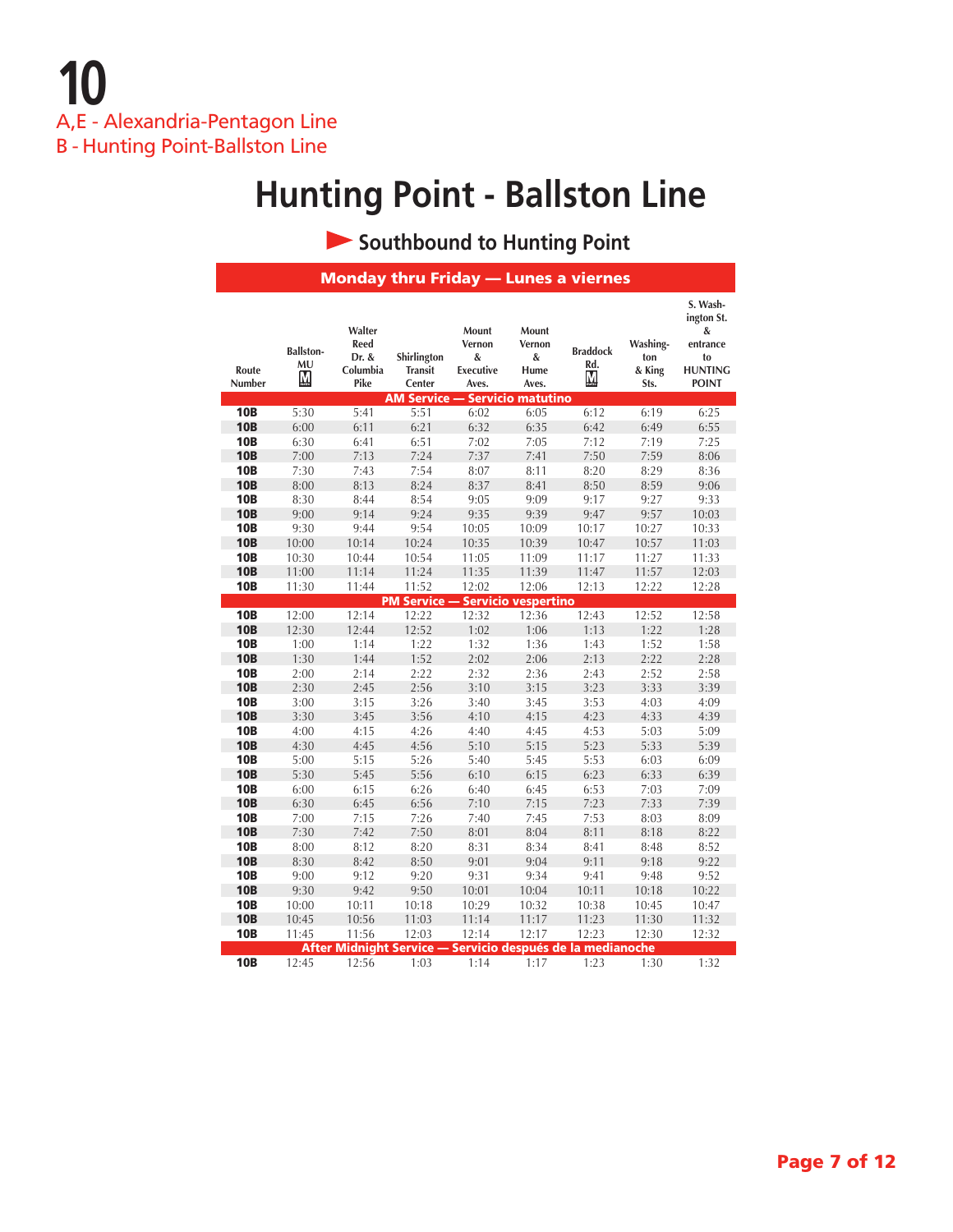# 10

A,E - Alexandria-Pentagon Line

B - Hunting Point-Ballston Line

## Hunting Point - Ballston Line

### Southbound to Hunting Point

**Monday thru Friday — Lunes a viernes**

| Route Number | Ballston-MU Ⓜ | Walter Reed Dr. & Columbia Pike | Shirlington Transit Center | Mount Vernon & Executive Aves. | Mount Vernon & Hume Aves. | Braddock Rd. Ⓜ | Washington & King Sts. | S. Washington St. & entrance to HUNTING POINT |
|---|---|---|---|---|---|---|---|---|
| **AM Service — Servicio matutino** | | | | | | | | |
| **10B** | 5:30 | 5:41 | 5:51 | 6:02 | 6:05 | 6:12 | 6:19 | 6:25 |
| **10B** | 6:00 | 6:11 | 6:21 | 6:32 | 6:35 | 6:42 | 6:49 | 6:55 |
| **10B** | 6:30 | 6:41 | 6:51 | 7:02 | 7:05 | 7:12 | 7:19 | 7:25 |
| **10B** | 7:00 | 7:13 | 7:24 | 7:37 | 7:41 | 7:50 | 7:59 | 8:06 |
| **10B** | 7:30 | 7:43 | 7:54 | 8:07 | 8:11 | 8:20 | 8:29 | 8:36 |
| **10B** | 8:00 | 8:13 | 8:24 | 8:37 | 8:41 | 8:50 | 8:59 | 9:06 |
| **10B** | 8:30 | 8:44 | 8:54 | 9:05 | 9:09 | 9:17 | 9:27 | 9:33 |
| **10B** | 9:00 | 9:14 | 9:24 | 9:35 | 9:39 | 9:47 | 9:57 | 10:03 |
| **10B** | 9:30 | 9:44 | 9:54 | 10:05 | 10:09 | 10:17 | 10:27 | 10:33 |
| **10B** | 10:00 | 10:14 | 10:24 | 10:35 | 10:39 | 10:47 | 10:57 | 11:03 |
| **10B** | 10:30 | 10:44 | 10:54 | 11:05 | 11:09 | 11:17 | 11:27 | 11:33 |
| **10B** | 11:00 | 11:14 | 11:24 | 11:35 | 11:39 | 11:47 | 11:57 | 12:03 |
| **10B** | 11:30 | 11:44 | 11:52 | 12:02 | 12:06 | 12:13 | 12:22 | 12:28 |
| **PM Service — Servicio vespertino** | | | | | | | | |
| **10B** | 12:00 | 12:14 | 12:22 | 12:32 | 12:36 | 12:43 | 12:52 | 12:58 |
| **10B** | 12:30 | 12:44 | 12:52 | 1:02 | 1:06 | 1:13 | 1:22 | 1:28 |
| **10B** | 1:00 | 1:14 | 1:22 | 1:32 | 1:36 | 1:43 | 1:52 | 1:58 |
| **10B** | 1:30 | 1:44 | 1:52 | 2:02 | 2:06 | 2:13 | 2:22 | 2:28 |
| **10B** | 2:00 | 2:14 | 2:22 | 2:32 | 2:36 | 2:43 | 2:52 | 2:58 |
| **10B** | 2:30 | 2:45 | 2:56 | 3:10 | 3:15 | 3:23 | 3:33 | 3:39 |
| **10B** | 3:00 | 3:15 | 3:26 | 3:40 | 3:45 | 3:53 | 4:03 | 4:09 |
| **10B** | 3:30 | 3:45 | 3:56 | 4:10 | 4:15 | 4:23 | 4:33 | 4:39 |
| **10B** | 4:00 | 4:15 | 4:26 | 4:40 | 4:45 | 4:53 | 5:03 | 5:09 |
| **10B** | 4:30 | 4:45 | 4:56 | 5:10 | 5:15 | 5:23 | 5:33 | 5:39 |
| **10B** | 5:00 | 5:15 | 5:26 | 5:40 | 5:45 | 5:53 | 6:03 | 6:09 |
| **10B** | 5:30 | 5:45 | 5:56 | 6:10 | 6:15 | 6:23 | 6:33 | 6:39 |
| **10B** | 6:00 | 6:15 | 6:26 | 6:40 | 6:45 | 6:53 | 7:03 | 7:09 |
| **10B** | 6:30 | 6:45 | 6:56 | 7:10 | 7:15 | 7:23 | 7:33 | 7:39 |
| **10B** | 7:00 | 7:15 | 7:26 | 7:40 | 7:45 | 7:53 | 8:03 | 8:09 |
| **10B** | 7:30 | 7:42 | 7:50 | 8:01 | 8:04 | 8:11 | 8:18 | 8:22 |
| **10B** | 8:00 | 8:12 | 8:20 | 8:31 | 8:34 | 8:41 | 8:48 | 8:52 |
| **10B** | 8:30 | 8:42 | 8:50 | 9:01 | 9:04 | 9:11 | 9:18 | 9:22 |
| **10B** | 9:00 | 9:12 | 9:20 | 9:31 | 9:34 | 9:41 | 9:48 | 9:52 |
| **10B** | 9:30 | 9:42 | 9:50 | 10:01 | 10:04 | 10:11 | 10:18 | 10:22 |
| **10B** | 10:00 | 10:11 | 10:18 | 10:29 | 10:32 | 10:38 | 10:45 | 10:47 |
| **10B** | 10:45 | 10:56 | 11:03 | 11:14 | 11:17 | 11:23 | 11:30 | 11:32 |
| **10B** | 11:45 | 11:56 | 12:03 | 12:14 | 12:17 | 12:23 | 12:30 | 12:32 |
| **After Midnight Service — Servicio después de la medianoche** | | | | | | | | |
| **10B** | 12:45 | 12:56 | 1:03 | 1:14 | 1:17 | 1:23 | 1:30 | 1:32 |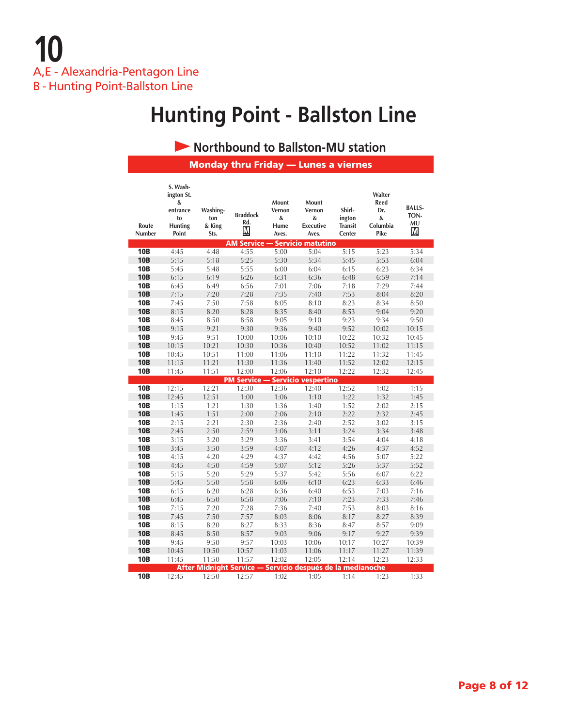# 10

A,E - Alexandria-Pentagon Line
B - Hunting Point-Ballston Line

# Hunting Point - Ballston Line

## Northbound to Ballston-MU station

**Monday thru Friday — Lunes a viernes**

| Route Number | S. Washington St. & entrance to Hunting Point | Washington & King Sts. | Braddock Rd. M | Mount Vernon & Hume Aves. | Mount Vernon & Executive Aves. | Shirlington Transit Center | Walter Reed Dr. & Columbia Pike | BALLSTON-MU M |
|---|---|---|---|---|---|---|---|---|
| **AM Service — Servicio matutino** | | | | | | | | |
| **10B** | 4:45 | 4:48 | 4:55 | 5:00 | 5:04 | 5:15 | 5:23 | 5:34 |
| **10B** | 5:15 | 5:18 | 5:25 | 5:30 | 5:34 | 5:45 | 5:53 | 6:04 |
| **10B** | 5:45 | 5:48 | 5:55 | 6:00 | 6:04 | 6:15 | 6:23 | 6:34 |
| **10B** | 6:15 | 6:19 | 6:26 | 6:31 | 6:36 | 6:48 | 6:59 | 7:14 |
| **10B** | 6:45 | 6:49 | 6:56 | 7:01 | 7:06 | 7:18 | 7:29 | 7:44 |
| **10B** | 7:15 | 7:20 | 7:28 | 7:35 | 7:40 | 7:53 | 8:04 | 8:20 |
| **10B** | 7:45 | 7:50 | 7:58 | 8:05 | 8:10 | 8:23 | 8:34 | 8:50 |
| **10B** | 8:15 | 8:20 | 8:28 | 8:35 | 8:40 | 8:53 | 9:04 | 9:20 |
| **10B** | 8:45 | 8:50 | 8:58 | 9:05 | 9:10 | 9:23 | 9:34 | 9:50 |
| **10B** | 9:15 | 9:21 | 9:30 | 9:36 | 9:40 | 9:52 | 10:02 | 10:15 |
| **10B** | 9:45 | 9:51 | 10:00 | 10:06 | 10:10 | 10:22 | 10:32 | 10:45 |
| **10B** | 10:15 | 10:21 | 10:30 | 10:36 | 10:40 | 10:52 | 11:02 | 11:15 |
| **10B** | 10:45 | 10:51 | 11:00 | 11:06 | 11:10 | 11:22 | 11:32 | 11:45 |
| **10B** | 11:15 | 11:21 | 11:30 | 11:36 | 11:40 | 11:52 | 12:02 | 12:15 |
| **10B** | 11:45 | 11:51 | 12:00 | 12:06 | 12:10 | 12:22 | 12:32 | 12:45 |
| **PM Service — Servicio vespertino** | | | | | | | | |
| **10B** | 12:15 | 12:21 | 12:30 | 12:36 | 12:40 | 12:52 | 1:02 | 1:15 |
| **10B** | 12:45 | 12:51 | 1:00 | 1:06 | 1:10 | 1:22 | 1:32 | 1:45 |
| **10B** | 1:15 | 1:21 | 1:30 | 1:36 | 1:40 | 1:52 | 2:02 | 2:15 |
| **10B** | 1:45 | 1:51 | 2:00 | 2:06 | 2:10 | 2:22 | 2:32 | 2:45 |
| **10B** | 2:15 | 2:21 | 2:30 | 2:36 | 2:40 | 2:52 | 3:02 | 3:15 |
| **10B** | 2:45 | 2:50 | 2:59 | 3:06 | 3:11 | 3:24 | 3:34 | 3:48 |
| **10B** | 3:15 | 3:20 | 3:29 | 3:36 | 3:41 | 3:54 | 4:04 | 4:18 |
| **10B** | 3:45 | 3:50 | 3:59 | 4:07 | 4:12 | 4:26 | 4:37 | 4:52 |
| **10B** | 4:15 | 4:20 | 4:29 | 4:37 | 4:42 | 4:56 | 5:07 | 5:22 |
| **10B** | 4:45 | 4:50 | 4:59 | 5:07 | 5:12 | 5:26 | 5:37 | 5:52 |
| **10B** | 5:15 | 5:20 | 5:29 | 5:37 | 5:42 | 5:56 | 6:07 | 6:22 |
| **10B** | 5:45 | 5:50 | 5:58 | 6:06 | 6:10 | 6:23 | 6:33 | 6:46 |
| **10B** | 6:15 | 6:20 | 6:28 | 6:36 | 6:40 | 6:53 | 7:03 | 7:16 |
| **10B** | 6:45 | 6:50 | 6:58 | 7:06 | 7:10 | 7:23 | 7:33 | 7:46 |
| **10B** | 7:15 | 7:20 | 7:28 | 7:36 | 7:40 | 7:53 | 8:03 | 8:16 |
| **10B** | 7:45 | 7:50 | 7:57 | 8:03 | 8:06 | 8:17 | 8:27 | 8:39 |
| **10B** | 8:15 | 8:20 | 8:27 | 8:33 | 8:36 | 8:47 | 8:57 | 9:09 |
| **10B** | 8:45 | 8:50 | 8:57 | 9:03 | 9:06 | 9:17 | 9:27 | 9:39 |
| **10B** | 9:45 | 9:50 | 9:57 | 10:03 | 10:06 | 10:17 | 10:27 | 10:39 |
| **10B** | 10:45 | 10:50 | 10:57 | 11:03 | 11:06 | 11:17 | 11:27 | 11:39 |
| **10B** | 11:45 | 11:50 | 11:57 | 12:02 | 12:05 | 12:14 | 12:23 | 12:33 |
| **After Midnight Service — Servicio después de la medianoche** | | | | | | | | |
| **10B** | 12:45 | 12:50 | 12:57 | 1:02 | 1:05 | 1:14 | 1:23 | 1:33 |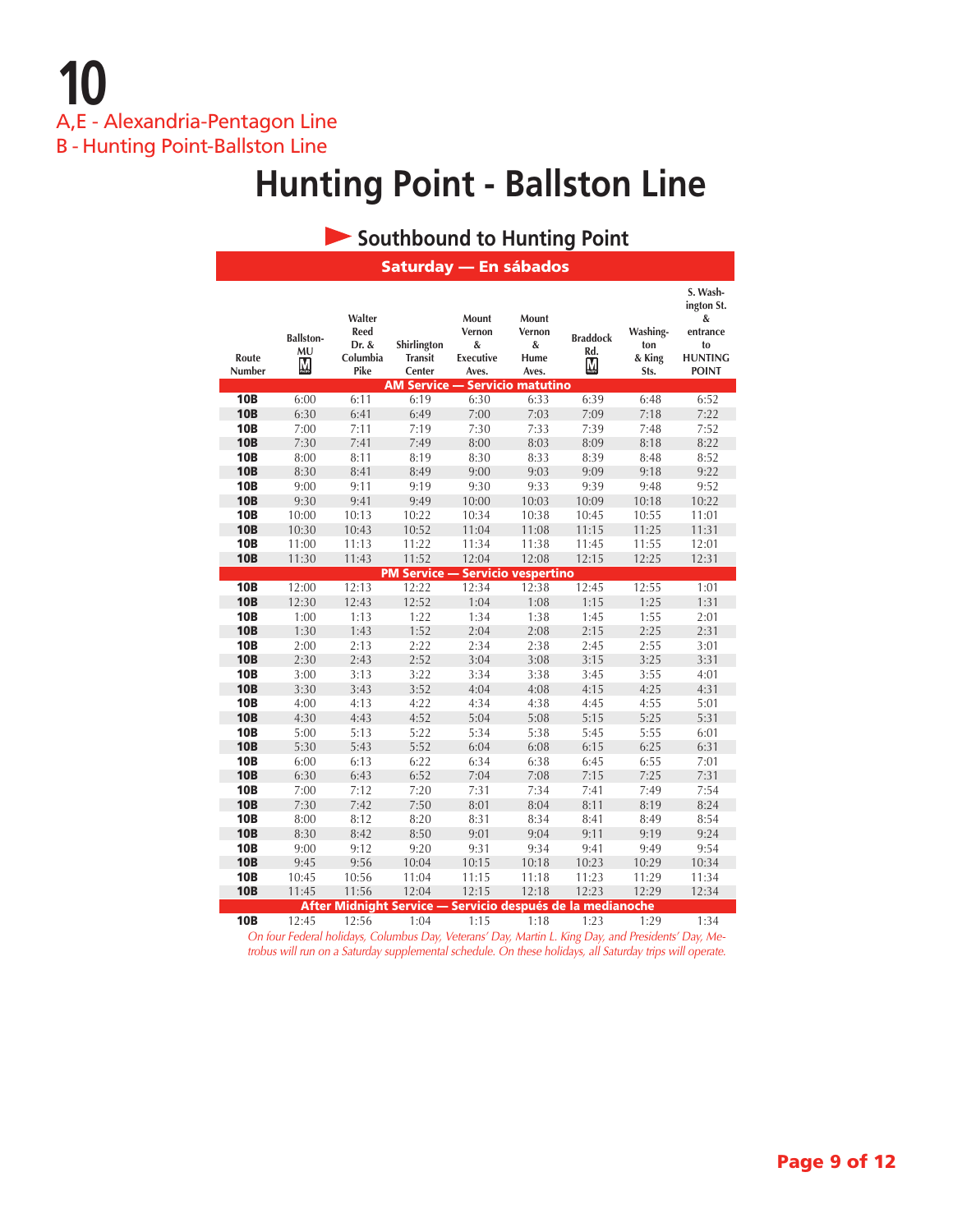# 10

A,E - Alexandria-Pentagon Line
B - Hunting Point-Ballston Line

# Hunting Point - Ballston Line

## Southbound to Hunting Point

### Saturday — En sábados

| Route Number | Ballston-MU (M) | Walter Reed Dr. & Columbia Pike | Shirlington Transit Center | Mount Vernon & Executive Aves. | Mount Vernon & Hume Aves. | Braddock Rd. (M) | Washington & King Sts. | S. Washington St. & entrance to HUNTING POINT |
|---|---|---|---|---|---|---|---|---|
| **AM Service — Servicio matutino** | | | | | | | | |
| **10B** | 6:00 | 6:11 | 6:19 | 6:30 | 6:33 | 6:39 | 6:48 | 6:52 |
| **10B** | 6:30 | 6:41 | 6:49 | 7:00 | 7:03 | 7:09 | 7:18 | 7:22 |
| **10B** | 7:00 | 7:11 | 7:19 | 7:30 | 7:33 | 7:39 | 7:48 | 7:52 |
| **10B** | 7:30 | 7:41 | 7:49 | 8:00 | 8:03 | 8:09 | 8:18 | 8:22 |
| **10B** | 8:00 | 8:11 | 8:19 | 8:30 | 8:33 | 8:39 | 8:48 | 8:52 |
| **10B** | 8:30 | 8:41 | 8:49 | 9:00 | 9:03 | 9:09 | 9:18 | 9:22 |
| **10B** | 9:00 | 9:11 | 9:19 | 9:30 | 9:33 | 9:39 | 9:48 | 9:52 |
| **10B** | 9:30 | 9:41 | 9:49 | 10:00 | 10:03 | 10:09 | 10:18 | 10:22 |
| **10B** | 10:00 | 10:13 | 10:22 | 10:34 | 10:38 | 10:45 | 10:55 | 11:01 |
| **10B** | 10:30 | 10:43 | 10:52 | 11:04 | 11:08 | 11:15 | 11:25 | 11:31 |
| **10B** | 11:00 | 11:13 | 11:22 | 11:34 | 11:38 | 11:45 | 11:55 | 12:01 |
| **10B** | 11:30 | 11:43 | 11:52 | 12:04 | 12:08 | 12:15 | 12:25 | 12:31 |
| **PM Service — Servicio vespertino** | | | | | | | | |
| **10B** | 12:00 | 12:13 | 12:22 | 12:34 | 12:38 | 12:45 | 12:55 | 1:01 |
| **10B** | 12:30 | 12:43 | 12:52 | 1:04 | 1:08 | 1:15 | 1:25 | 1:31 |
| **10B** | 1:00 | 1:13 | 1:22 | 1:34 | 1:38 | 1:45 | 1:55 | 2:01 |
| **10B** | 1:30 | 1:43 | 1:52 | 2:04 | 2:08 | 2:15 | 2:25 | 2:31 |
| **10B** | 2:00 | 2:13 | 2:22 | 2:34 | 2:38 | 2:45 | 2:55 | 3:01 |
| **10B** | 2:30 | 2:43 | 2:52 | 3:04 | 3:08 | 3:15 | 3:25 | 3:31 |
| **10B** | 3:00 | 3:13 | 3:22 | 3:34 | 3:38 | 3:45 | 3:55 | 4:01 |
| **10B** | 3:30 | 3:43 | 3:52 | 4:04 | 4:08 | 4:15 | 4:25 | 4:31 |
| **10B** | 4:00 | 4:13 | 4:22 | 4:34 | 4:38 | 4:45 | 4:55 | 5:01 |
| **10B** | 4:30 | 4:43 | 4:52 | 5:04 | 5:08 | 5:15 | 5:25 | 5:31 |
| **10B** | 5:00 | 5:13 | 5:22 | 5:34 | 5:38 | 5:45 | 5:55 | 6:01 |
| **10B** | 5:30 | 5:43 | 5:52 | 6:04 | 6:08 | 6:15 | 6:25 | 6:31 |
| **10B** | 6:00 | 6:13 | 6:22 | 6:34 | 6:38 | 6:45 | 6:55 | 7:01 |
| **10B** | 6:30 | 6:43 | 6:52 | 7:04 | 7:08 | 7:15 | 7:25 | 7:31 |
| **10B** | 7:00 | 7:12 | 7:20 | 7:31 | 7:34 | 7:41 | 7:49 | 7:54 |
| **10B** | 7:30 | 7:42 | 7:50 | 8:01 | 8:04 | 8:11 | 8:19 | 8:24 |
| **10B** | 8:00 | 8:12 | 8:20 | 8:31 | 8:34 | 8:41 | 8:49 | 8:54 |
| **10B** | 8:30 | 8:42 | 8:50 | 9:01 | 9:04 | 9:11 | 9:19 | 9:24 |
| **10B** | 9:00 | 9:12 | 9:20 | 9:31 | 9:34 | 9:41 | 9:49 | 9:54 |
| **10B** | 9:45 | 9:56 | 10:04 | 10:15 | 10:18 | 10:23 | 10:29 | 10:34 |
| **10B** | 10:45 | 10:56 | 11:04 | 11:15 | 11:18 | 11:23 | 11:29 | 11:34 |
| **10B** | 11:45 | 11:56 | 12:04 | 12:15 | 12:18 | 12:23 | 12:29 | 12:34 |
| **After Midnight Service — Servicio después de la medianoche** | | | | | | | | |
| **10B** | 12:45 | 12:56 | 1:04 | 1:15 | 1:18 | 1:23 | 1:29 | 1:34 |

*On four Federal holidays, Columbus Day, Veterans' Day, Martin L. King Day, and Presidents' Day, Metrobus will run on a Saturday supplemental schedule. On these holidays, all Saturday trips will operate.*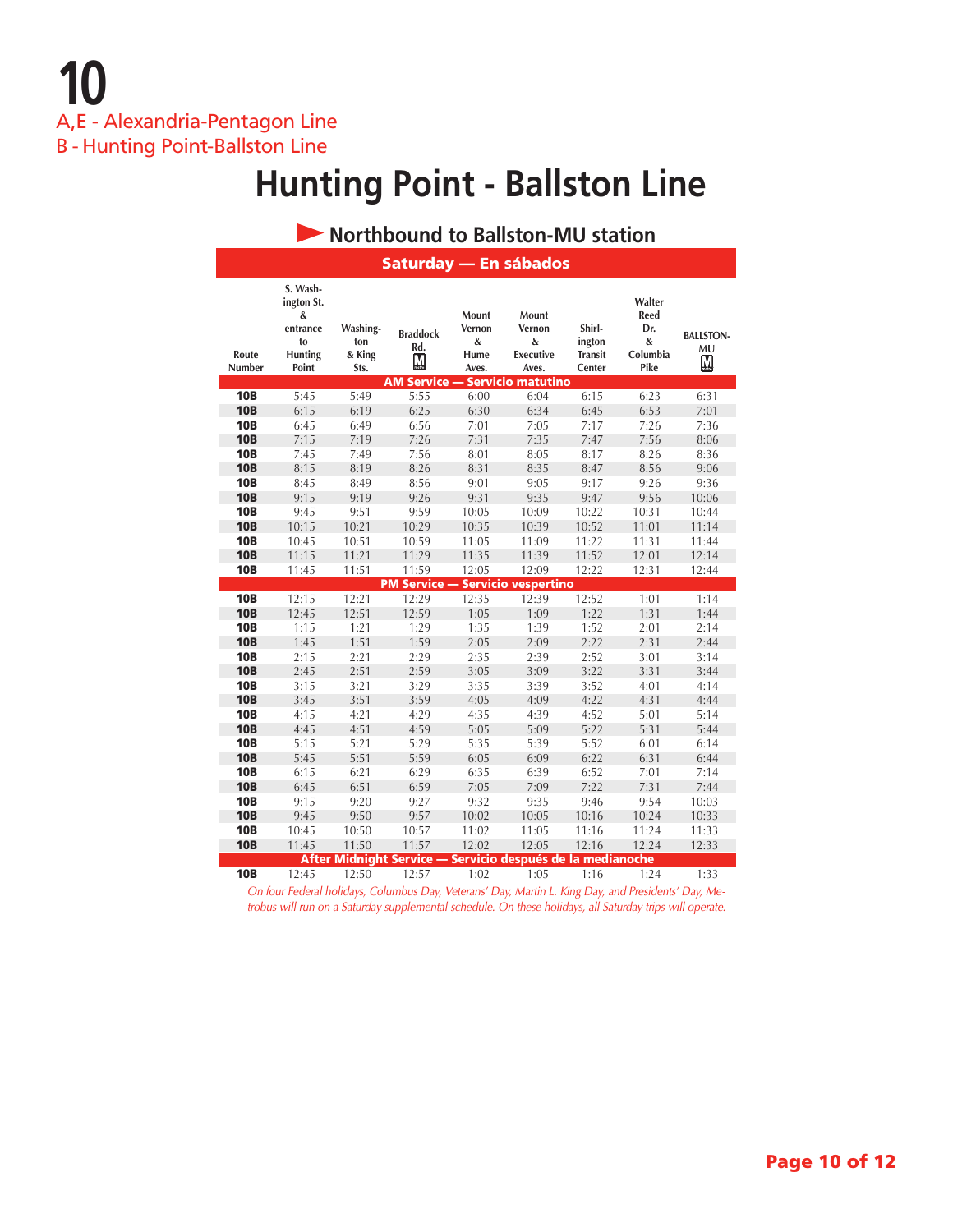# 10

A,E - Alexandria-Pentagon Line

B - Hunting Point-Ballston Line

# Hunting Point - Ballston Line

## Northbound to Ballston-MU station

### Saturday — En sábados

| Route Number | S. Washington St. & entrance to Hunting Point | Washington & King Sts. | Braddock Rd. M | Mount Vernon & Hume Aves. | Mount Vernon & Executive Aves. | Shirlington Transit Center | Walter Reed Dr. & Columbia Pike | BALLSTON-MU M |
|---|---|---|---|---|---|---|---|---|
| **AM Service — Servicio matutino** | | | | | | | | |
| **10B** | 5:45 | 5:49 | 5:55 | 6:00 | 6:04 | 6:15 | 6:23 | 6:31 |
| **10B** | 6:15 | 6:19 | 6:25 | 6:30 | 6:34 | 6:45 | 6:53 | 7:01 |
| **10B** | 6:45 | 6:49 | 6:56 | 7:01 | 7:05 | 7:17 | 7:26 | 7:36 |
| **10B** | 7:15 | 7:19 | 7:26 | 7:31 | 7:35 | 7:47 | 7:56 | 8:06 |
| **10B** | 7:45 | 7:49 | 7:56 | 8:01 | 8:05 | 8:17 | 8:26 | 8:36 |
| **10B** | 8:15 | 8:19 | 8:26 | 8:31 | 8:35 | 8:47 | 8:56 | 9:06 |
| **10B** | 8:45 | 8:49 | 8:56 | 9:01 | 9:05 | 9:17 | 9:26 | 9:36 |
| **10B** | 9:15 | 9:19 | 9:26 | 9:31 | 9:35 | 9:47 | 9:56 | 10:06 |
| **10B** | 9:45 | 9:51 | 9:59 | 10:05 | 10:09 | 10:22 | 10:31 | 10:44 |
| **10B** | 10:15 | 10:21 | 10:29 | 10:35 | 10:39 | 10:52 | 11:01 | 11:14 |
| **10B** | 10:45 | 10:51 | 10:59 | 11:05 | 11:09 | 11:22 | 11:31 | 11:44 |
| **10B** | 11:15 | 11:21 | 11:29 | 11:35 | 11:39 | 11:52 | 12:01 | 12:14 |
| **10B** | 11:45 | 11:51 | 11:59 | 12:05 | 12:09 | 12:22 | 12:31 | 12:44 |
| **PM Service — Servicio vespertino** | | | | | | | | |
| **10B** | 12:15 | 12:21 | 12:29 | 12:35 | 12:39 | 12:52 | 1:01 | 1:14 |
| **10B** | 12:45 | 12:51 | 12:59 | 1:05 | 1:09 | 1:22 | 1:31 | 1:44 |
| **10B** | 1:15 | 1:21 | 1:29 | 1:35 | 1:39 | 1:52 | 2:01 | 2:14 |
| **10B** | 1:45 | 1:51 | 1:59 | 2:05 | 2:09 | 2:22 | 2:31 | 2:44 |
| **10B** | 2:15 | 2:21 | 2:29 | 2:35 | 2:39 | 2:52 | 3:01 | 3:14 |
| **10B** | 2:45 | 2:51 | 2:59 | 3:05 | 3:09 | 3:22 | 3:31 | 3:44 |
| **10B** | 3:15 | 3:21 | 3:29 | 3:35 | 3:39 | 3:52 | 4:01 | 4:14 |
| **10B** | 3:45 | 3:51 | 3:59 | 4:05 | 4:09 | 4:22 | 4:31 | 4:44 |
| **10B** | 4:15 | 4:21 | 4:29 | 4:35 | 4:39 | 4:52 | 5:01 | 5:14 |
| **10B** | 4:45 | 4:51 | 4:59 | 5:05 | 5:09 | 5:22 | 5:31 | 5:44 |
| **10B** | 5:15 | 5:21 | 5:29 | 5:35 | 5:39 | 5:52 | 6:01 | 6:14 |
| **10B** | 5:45 | 5:51 | 5:59 | 6:05 | 6:09 | 6:22 | 6:31 | 6:44 |
| **10B** | 6:15 | 6:21 | 6:29 | 6:35 | 6:39 | 6:52 | 7:01 | 7:14 |
| **10B** | 6:45 | 6:51 | 6:59 | 7:05 | 7:09 | 7:22 | 7:31 | 7:44 |
| **10B** | 9:15 | 9:20 | 9:27 | 9:32 | 9:35 | 9:46 | 9:54 | 10:03 |
| **10B** | 9:45 | 9:50 | 9:57 | 10:02 | 10:05 | 10:16 | 10:24 | 10:33 |
| **10B** | 10:45 | 10:50 | 10:57 | 11:02 | 11:05 | 11:16 | 11:24 | 11:33 |
| **10B** | 11:45 | 11:50 | 11:57 | 12:02 | 12:05 | 12:16 | 12:24 | 12:33 |
| **After Midnight Service — Servicio después de la medianoche** | | | | | | | | |
| **10B** | 12:45 | 12:50 | 12:57 | 1:02 | 1:05 | 1:16 | 1:24 | 1:33 |

*On four Federal holidays, Columbus Day, Veterans' Day, Martin L. King Day, and Presidents' Day, Metrobus will run on a Saturday supplemental schedule. On these holidays, all Saturday trips will operate.*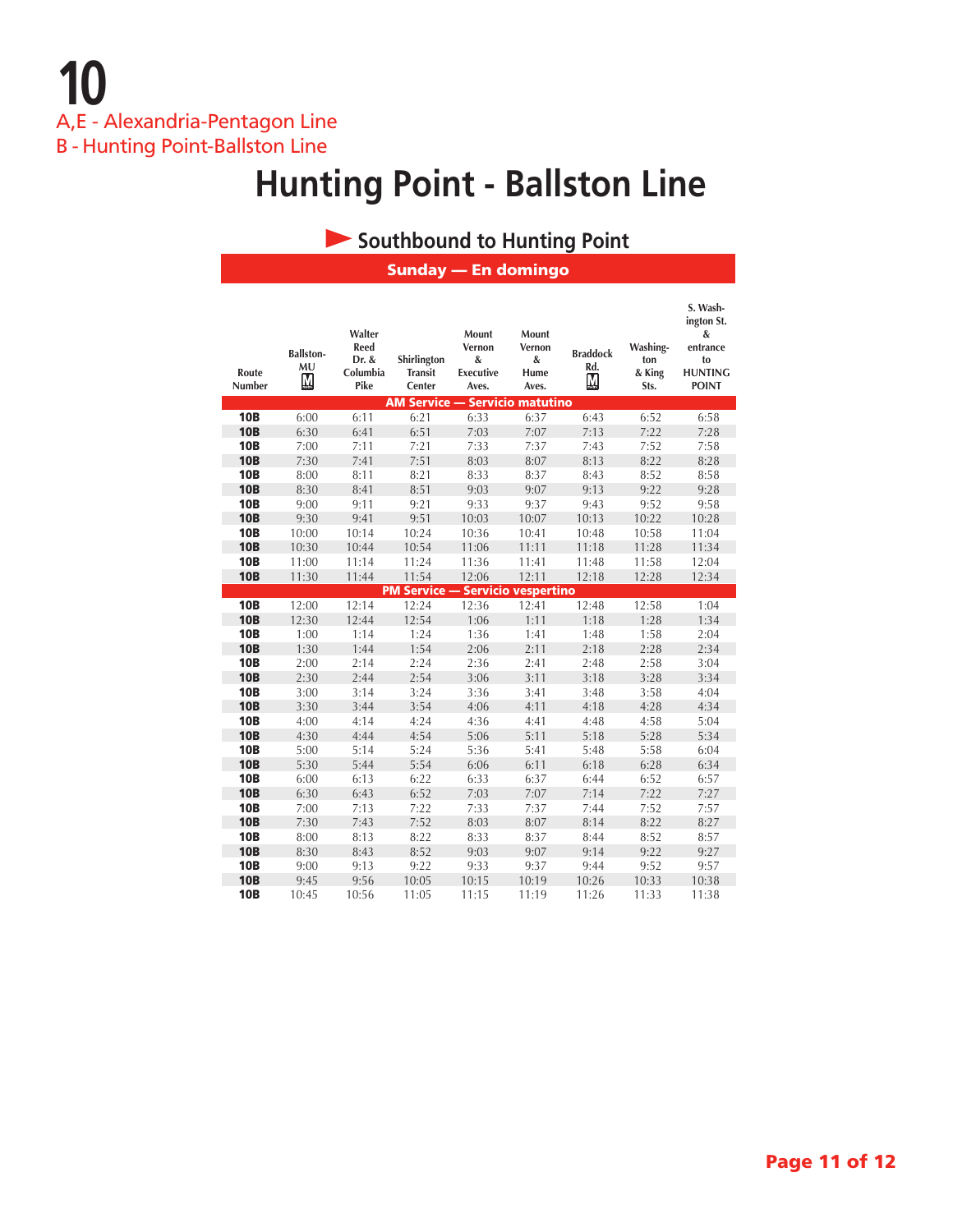# 10

A,E - Alexandria-Pentagon Line
B - Hunting Point-Ballston Line

## Hunting Point - Ballston Line

### Southbound to Hunting Point

**Sunday — En domingo**

| Route Number | Ballston-MU M | Walter Reed Dr. & Columbia Pike | Shirlington Transit Center | Mount Vernon & Executive Aves. | Mount Vernon & Hume Aves. | Braddock Rd. M | Washington & King Sts. | S. Washington St. & entrance to HUNTING POINT |
|---|---|---|---|---|---|---|---|---|
| **AM Service — Servicio matutino** | | | | | | | | |
| 10B | 6:00 | 6:11 | 6:21 | 6:33 | 6:37 | 6:43 | 6:52 | 6:58 |
| 10B | 6:30 | 6:41 | 6:51 | 7:03 | 7:07 | 7:13 | 7:22 | 7:28 |
| 10B | 7:00 | 7:11 | 7:21 | 7:33 | 7:37 | 7:43 | 7:52 | 7:58 |
| 10B | 7:30 | 7:41 | 7:51 | 8:03 | 8:07 | 8:13 | 8:22 | 8:28 |
| 10B | 8:00 | 8:11 | 8:21 | 8:33 | 8:37 | 8:43 | 8:52 | 8:58 |
| 10B | 8:30 | 8:41 | 8:51 | 9:03 | 9:07 | 9:13 | 9:22 | 9:28 |
| 10B | 9:00 | 9:11 | 9:21 | 9:33 | 9:37 | 9:43 | 9:52 | 9:58 |
| 10B | 9:30 | 9:41 | 9:51 | 10:03 | 10:07 | 10:13 | 10:22 | 10:28 |
| 10B | 10:00 | 10:14 | 10:24 | 10:36 | 10:41 | 10:48 | 10:58 | 11:04 |
| 10B | 10:30 | 10:44 | 10:54 | 11:06 | 11:11 | 11:18 | 11:28 | 11:34 |
| 10B | 11:00 | 11:14 | 11:24 | 11:36 | 11:41 | 11:48 | 11:58 | 12:04 |
| 10B | 11:30 | 11:44 | 11:54 | 12:06 | 12:11 | 12:18 | 12:28 | 12:34 |
| **PM Service — Servicio vespertino** | | | | | | | | |
| 10B | 12:00 | 12:14 | 12:24 | 12:36 | 12:41 | 12:48 | 12:58 | 1:04 |
| 10B | 12:30 | 12:44 | 12:54 | 1:06 | 1:11 | 1:18 | 1:28 | 1:34 |
| 10B | 1:00 | 1:14 | 1:24 | 1:36 | 1:41 | 1:48 | 1:58 | 2:04 |
| 10B | 1:30 | 1:44 | 1:54 | 2:06 | 2:11 | 2:18 | 2:28 | 2:34 |
| 10B | 2:00 | 2:14 | 2:24 | 2:36 | 2:41 | 2:48 | 2:58 | 3:04 |
| 10B | 2:30 | 2:44 | 2:54 | 3:06 | 3:11 | 3:18 | 3:28 | 3:34 |
| 10B | 3:00 | 3:14 | 3:24 | 3:36 | 3:41 | 3:48 | 3:58 | 4:04 |
| 10B | 3:30 | 3:44 | 3:54 | 4:06 | 4:11 | 4:18 | 4:28 | 4:34 |
| 10B | 4:00 | 4:14 | 4:24 | 4:36 | 4:41 | 4:48 | 4:58 | 5:04 |
| 10B | 4:30 | 4:44 | 4:54 | 5:06 | 5:11 | 5:18 | 5:28 | 5:34 |
| 10B | 5:00 | 5:14 | 5:24 | 5:36 | 5:41 | 5:48 | 5:58 | 6:04 |
| 10B | 5:30 | 5:44 | 5:54 | 6:06 | 6:11 | 6:18 | 6:28 | 6:34 |
| 10B | 6:00 | 6:13 | 6:22 | 6:33 | 6:37 | 6:44 | 6:52 | 6:57 |
| 10B | 6:30 | 6:43 | 6:52 | 7:03 | 7:07 | 7:14 | 7:22 | 7:27 |
| 10B | 7:00 | 7:13 | 7:22 | 7:33 | 7:37 | 7:44 | 7:52 | 7:57 |
| 10B | 7:30 | 7:43 | 7:52 | 8:03 | 8:07 | 8:14 | 8:22 | 8:27 |
| 10B | 8:00 | 8:13 | 8:22 | 8:33 | 8:37 | 8:44 | 8:52 | 8:57 |
| 10B | 8:30 | 8:43 | 8:52 | 9:03 | 9:07 | 9:14 | 9:22 | 9:27 |
| 10B | 9:00 | 9:13 | 9:22 | 9:33 | 9:37 | 9:44 | 9:52 | 9:57 |
| 10B | 9:45 | 9:56 | 10:05 | 10:15 | 10:19 | 10:26 | 10:33 | 10:38 |
| 10B | 10:45 | 10:56 | 11:05 | 11:15 | 11:19 | 11:26 | 11:33 | 11:38 |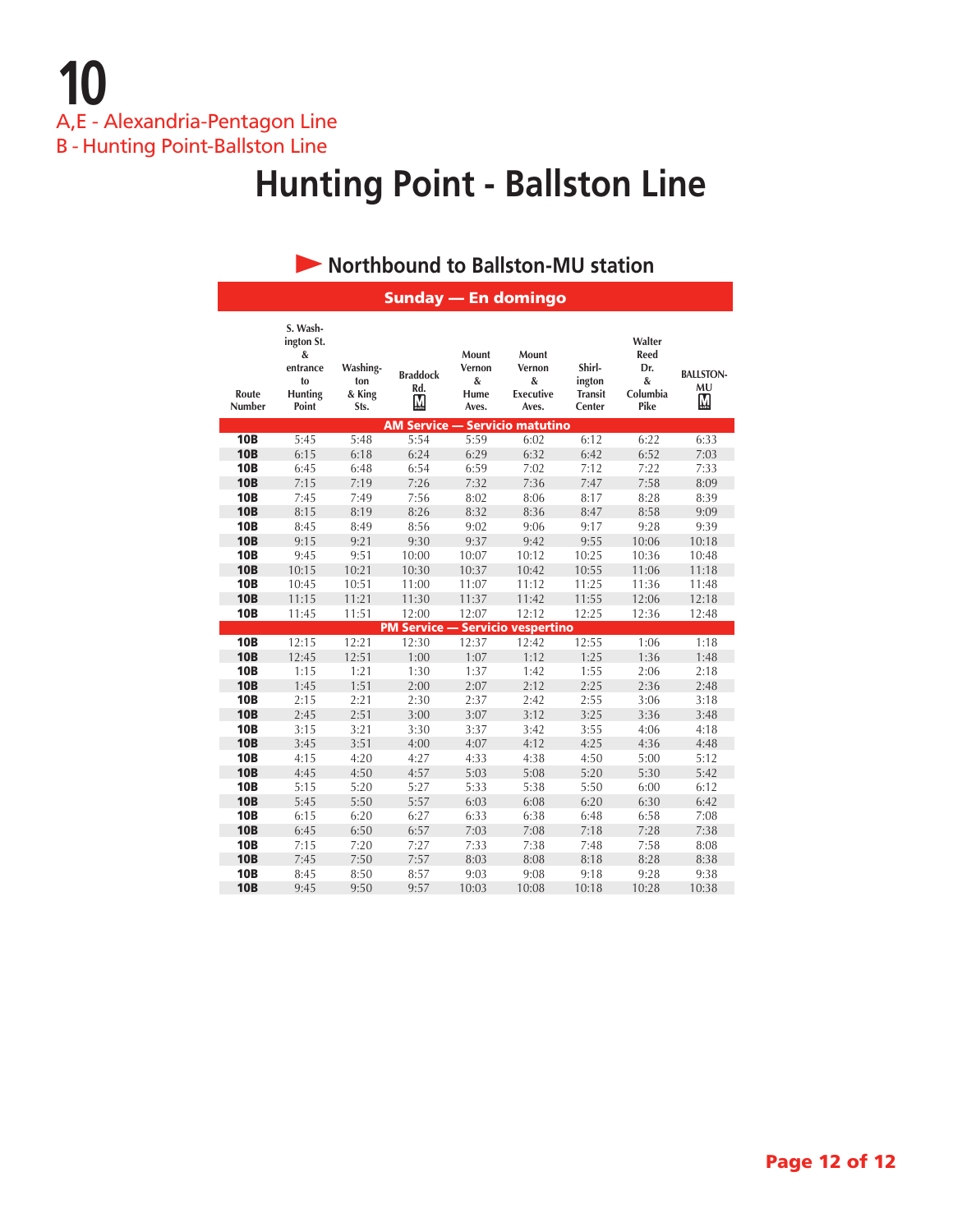# 10

A,E - Alexandria-Pentagon Line
B - Hunting Point-Ballston Line

## Hunting Point - Ballston Line

### Northbound to Ballston-MU station

**Sunday — En domingo**

| Route Number | S. Washington St. & entrance to Hunting Point | Washington & King Sts. | Braddock Rd. M | Mount Vernon & Hume Aves. | Mount Vernon & Executive Aves. | Shirlington Transit Center | Walter Reed Dr. & Columbia Pike | BALLSTON-MU M |
|---|---|---|---|---|---|---|---|---|
| **AM Service — Servicio matutino** | | | | | | | | |
| 10B | 5:45 | 5:48 | 5:54 | 5:59 | 6:02 | 6:12 | 6:22 | 6:33 |
| 10B | 6:15 | 6:18 | 6:24 | 6:29 | 6:32 | 6:42 | 6:52 | 7:03 |
| 10B | 6:45 | 6:48 | 6:54 | 6:59 | 7:02 | 7:12 | 7:22 | 7:33 |
| 10B | 7:15 | 7:19 | 7:26 | 7:32 | 7:36 | 7:47 | 7:58 | 8:09 |
| 10B | 7:45 | 7:49 | 7:56 | 8:02 | 8:06 | 8:17 | 8:28 | 8:39 |
| 10B | 8:15 | 8:19 | 8:26 | 8:32 | 8:36 | 8:47 | 8:58 | 9:09 |
| 10B | 8:45 | 8:49 | 8:56 | 9:02 | 9:06 | 9:17 | 9:28 | 9:39 |
| 10B | 9:15 | 9:21 | 9:30 | 9:37 | 9:42 | 9:55 | 10:06 | 10:18 |
| 10B | 9:45 | 9:51 | 10:00 | 10:07 | 10:12 | 10:25 | 10:36 | 10:48 |
| 10B | 10:15 | 10:21 | 10:30 | 10:37 | 10:42 | 10:55 | 11:06 | 11:18 |
| 10B | 10:45 | 10:51 | 11:00 | 11:07 | 11:12 | 11:25 | 11:36 | 11:48 |
| 10B | 11:15 | 11:21 | 11:30 | 11:37 | 11:42 | 11:55 | 12:06 | 12:18 |
| 10B | 11:45 | 11:51 | 12:00 | 12:07 | 12:12 | 12:25 | 12:36 | 12:48 |
| **PM Service — Servicio vespertino** | | | | | | | | |
| 10B | 12:15 | 12:21 | 12:30 | 12:37 | 12:42 | 12:55 | 1:06 | 1:18 |
| 10B | 12:45 | 12:51 | 1:00 | 1:07 | 1:12 | 1:25 | 1:36 | 1:48 |
| 10B | 1:15 | 1:21 | 1:30 | 1:37 | 1:42 | 1:55 | 2:06 | 2:18 |
| 10B | 1:45 | 1:51 | 2:00 | 2:07 | 2:12 | 2:25 | 2:36 | 2:48 |
| 10B | 2:15 | 2:21 | 2:30 | 2:37 | 2:42 | 2:55 | 3:06 | 3:18 |
| 10B | 2:45 | 2:51 | 3:00 | 3:07 | 3:12 | 3:25 | 3:36 | 3:48 |
| 10B | 3:15 | 3:21 | 3:30 | 3:37 | 3:42 | 3:55 | 4:06 | 4:18 |
| 10B | 3:45 | 3:51 | 4:00 | 4:07 | 4:12 | 4:25 | 4:36 | 4:48 |
| 10B | 4:15 | 4:20 | 4:27 | 4:33 | 4:38 | 4:50 | 5:00 | 5:12 |
| 10B | 4:45 | 4:50 | 4:57 | 5:03 | 5:08 | 5:20 | 5:30 | 5:42 |
| 10B | 5:15 | 5:20 | 5:27 | 5:33 | 5:38 | 5:50 | 6:00 | 6:12 |
| 10B | 5:45 | 5:50 | 5:57 | 6:03 | 6:08 | 6:20 | 6:30 | 6:42 |
| 10B | 6:15 | 6:20 | 6:27 | 6:33 | 6:38 | 6:48 | 6:58 | 7:08 |
| 10B | 6:45 | 6:50 | 6:57 | 7:03 | 7:08 | 7:18 | 7:28 | 7:38 |
| 10B | 7:15 | 7:20 | 7:27 | 7:33 | 7:38 | 7:48 | 7:58 | 8:08 |
| 10B | 7:45 | 7:50 | 7:57 | 8:03 | 8:08 | 8:18 | 8:28 | 8:38 |
| 10B | 8:45 | 8:50 | 8:57 | 9:03 | 9:08 | 9:18 | 9:28 | 9:38 |
| 10B | 9:45 | 9:50 | 9:57 | 10:03 | 10:08 | 10:18 | 10:28 | 10:38 |